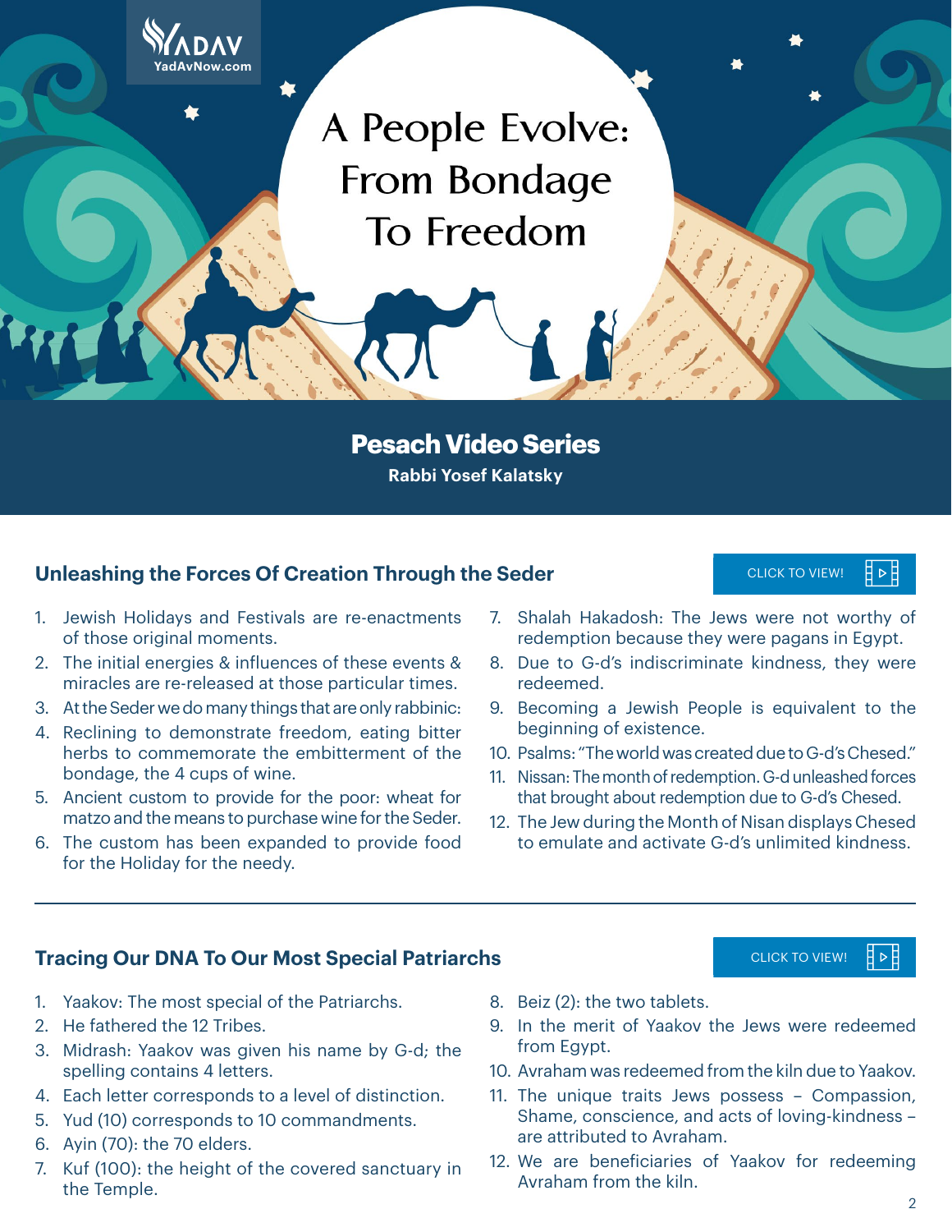YADAV
YadAvNow.com

# A People Evolve: From Bondage To Freedom

## Pesach Video Series

**Rabbi Yosef Kalatsky**

### Unleashing the Forces Of Creation Through the Seder

CLICK TO VIEW!

1. Jewish Holidays and Festivals are re-enactments of those original moments.
2. The initial energies & influences of these events & miracles are re-released at those particular times.
3. At the Seder we do many things that are only rabbinic:
4. Reclining to demonstrate freedom, eating bitter herbs to commemorate the embitterment of the bondage, the 4 cups of wine.
5. Ancient custom to provide for the poor: wheat for matzo and the means to purchase wine for the Seder.
6. The custom has been expanded to provide food for the Holiday for the needy.
7. Shalah Hakadosh: The Jews were not worthy of redemption because they were pagans in Egypt.
8. Due to G-d's indiscriminate kindness, they were redeemed.
9. Becoming a Jewish People is equivalent to the beginning of existence.
10. Psalms: "The world was created due to G-d's Chesed."
11. Nissan: The month of redemption. G-d unleashed forces that brought about redemption due to G-d's Chesed.
12. The Jew during the Month of Nisan displays Chesed to emulate and activate G-d's unlimited kindness.

---

### Tracing Our DNA To Our Most Special Patriarchs

CLICK TO VIEW!

1. Yaakov: The most special of the Patriarchs.
2. He fathered the 12 Tribes.
3. Midrash: Yaakov was given his name by G-d; the spelling contains 4 letters.
4. Each letter corresponds to a level of distinction.
5. Yud (10) corresponds to 10 commandments.
6. Ayin (70): the 70 elders.
7. Kuf (100): the height of the covered sanctuary in the Temple.
8. Beiz (2): the two tablets.
9. In the merit of Yaakov the Jews were redeemed from Egypt.
10. Avraham was redeemed from the kiln due to Yaakov.
11. The unique traits Jews possess – Compassion, Shame, conscience, and acts of loving-kindness – are attributed to Avraham.
12. We are beneficiaries of Yaakov for redeeming Avraham from the kiln.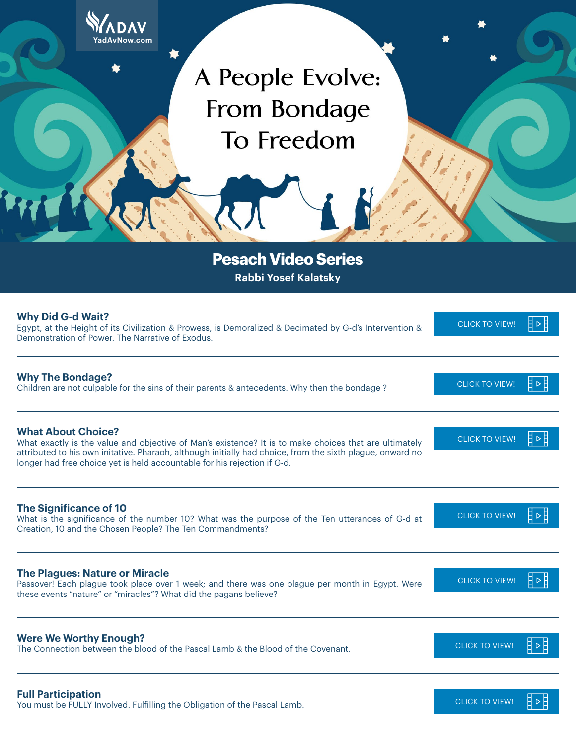YADAV
YadAvNow.com

# A People Evolve: From Bondage To Freedom

## Pesach Video Series

**Rabbi Yosef Kalatsky**

### Why Did G-d Wait?

Egypt, at the Height of its Civilization & Prowess, is Demoralized & Decimated by G-d's Intervention & Demonstration of Power. The Narrative of Exodus.

CLICK TO VIEW!

---

### Why The Bondage?

Children are not culpable for the sins of their parents & antecedents. Why then the bondage ?

CLICK TO VIEW!

---

### What About Choice?

What exactly is the value and objective of Man's existence? It is to make choices that are ultimately attributed to his own initative. Pharaoh, although initially had choice, from the sixth plague, onward no longer had free choice yet is held accountable for his rejection if G-d.

CLICK TO VIEW!

---

### The Significance of 10

What is the significance of the number 10? What was the purpose of the Ten utterances of G-d at Creation, 10 and the Chosen People? The Ten Commandments?

CLICK TO VIEW!

---

### The Plagues: Nature or Miracle

Passover! Each plague took place over 1 week; and there was one plague per month in Egypt. Were these events "nature" or "miracles"? What did the pagans believe?

CLICK TO VIEW!

---

### Were We Worthy Enough?

The Connection between the blood of the Pascal Lamb & the Blood of the Covenant.

CLICK TO VIEW!

---

### Full Participation

You must be FULLY Involved. Fulfilling the Obligation of the Pascal Lamb.

CLICK TO VIEW!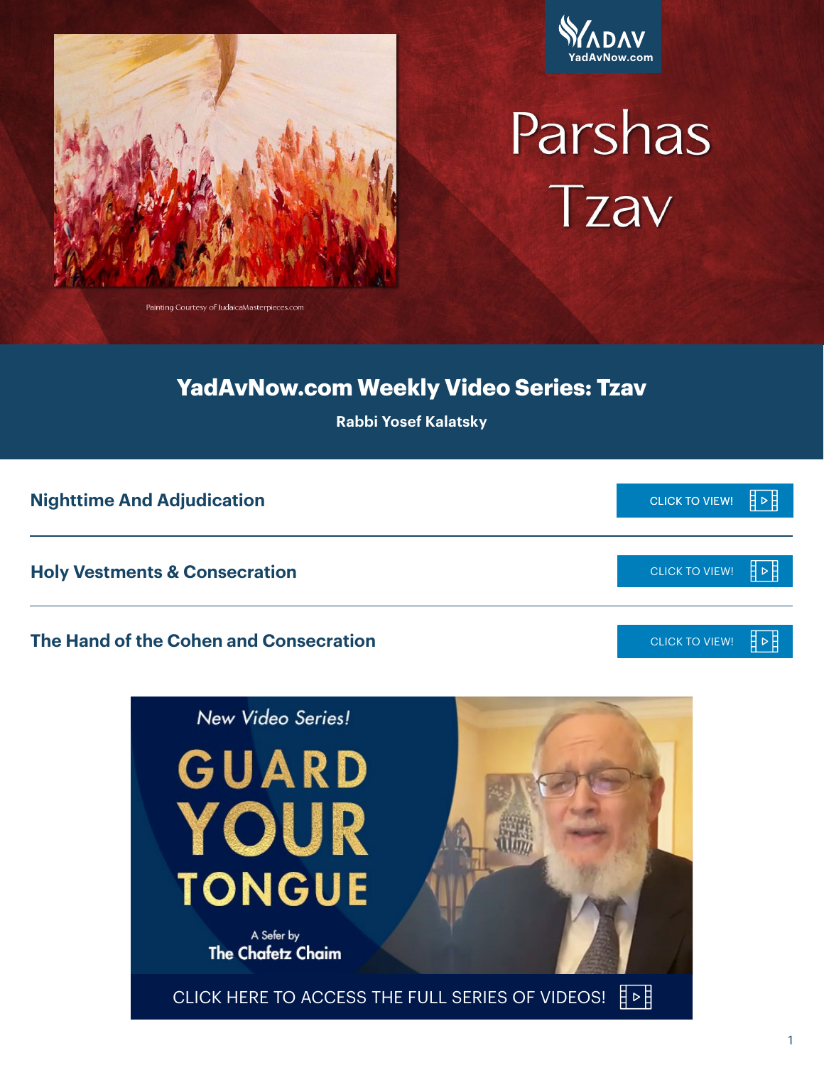# Parshas Tzav

Painting Courtesy of JudaicaMasterpieces.com

## YadAvNow.com Weekly Video Series: Tzav

**Rabbi Yosef Kalatsky**

### Nighttime And Adjudication

CLICK TO VIEW!

### Holy Vestments & Consecration

CLICK TO VIEW!

### The Hand of the Cohen and Consecration

CLICK TO VIEW!

*New Video Series!*

**GUARD YOUR TONGUE**

A Sefer by The Chafetz Chaim

CLICK HERE TO ACCESS THE FULL SERIES OF VIDEOS!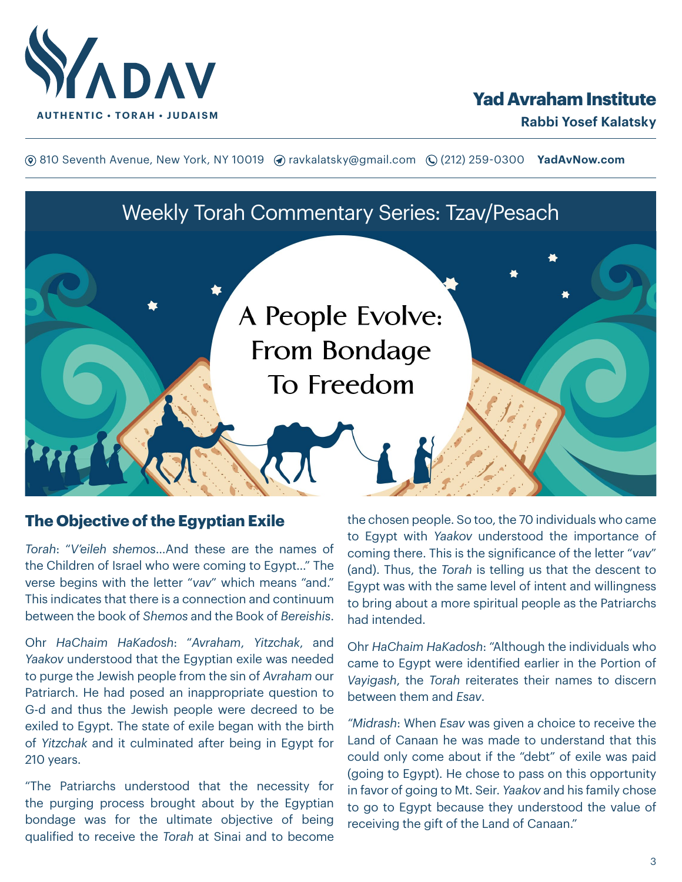# Yad Avraham Institute

**Rabbi Yosef Kalatsky**

810 Seventh Avenue, New York, NY 10019 ravkalatsky@gmail.com (212) 259-0300 **YadAvNow.com**

## Weekly Torah Commentary Series: Tzav/Pesach

# A People Evolve: From Bondage To Freedom

### The Objective of the Egyptian Exile

*Torah*: "*V'eileh shemos*...And these are the names of the Children of Israel who were coming to Egypt..." The verse begins with the letter "*vav*" which means "and." This indicates that there is a connection and continuum between the book of *Shemos* and the Book of *Bereishis*.

Ohr *HaChaim HaKadosh*: "*Avraham*, *Yitzchak*, and *Yaakov* understood that the Egyptian exile was needed to purge the Jewish people from the sin of *Avraham* our Patriarch. He had posed an inappropriate question to G-d and thus the Jewish people were decreed to be exiled to Egypt. The state of exile began with the birth of *Yitzchak* and it culminated after being in Egypt for 210 years.

"The Patriarchs understood that the necessity for the purging process brought about by the Egyptian bondage was for the ultimate objective of being qualified to receive the *Torah* at Sinai and to become the chosen people. So too, the 70 individuals who came to Egypt with *Yaakov* understood the importance of coming there. This is the significance of the letter "*vav*" (and). Thus, the *Torah* is telling us that the descent to Egypt was with the same level of intent and willingness to bring about a more spiritual people as the Patriarchs had intended.

Ohr *HaChaim HaKadosh*: "Although the individuals who came to Egypt were identified earlier in the Portion of *Vayigash*, the *Torah* reiterates their names to discern between them and *Esav*.

"*Midrash*: When *Esav* was given a choice to receive the Land of Canaan he was made to understand that this could only come about if the "debt" of exile was paid (going to Egypt). He chose to pass on this opportunity in favor of going to Mt. Seir. *Yaakov* and his family chose to go to Egypt because they understood the value of receiving the gift of the Land of Canaan."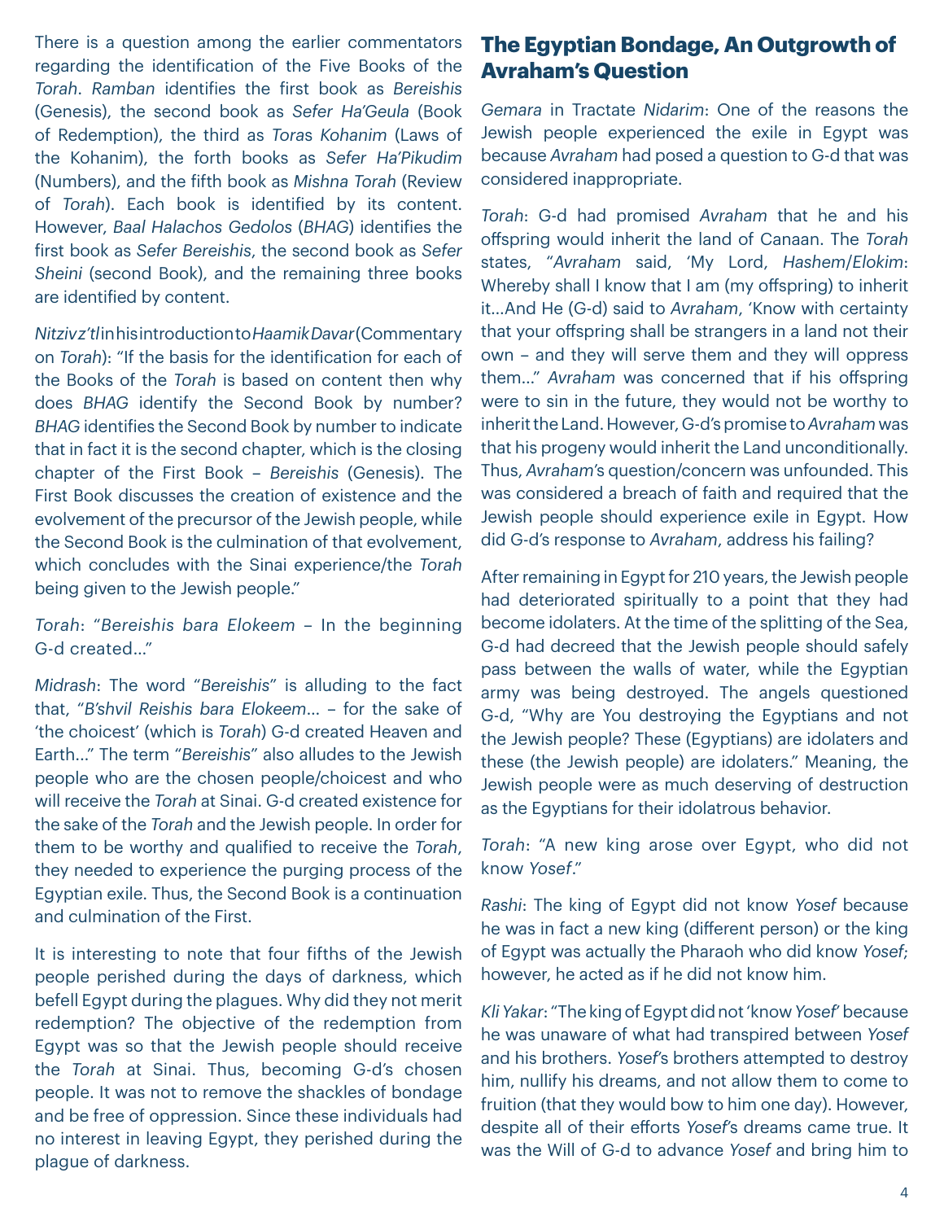There is a question among the earlier commentators regarding the identification of the Five Books of the *Torah*. *Ramban* identifies the first book as *Bereishis* (Genesis), the second book as *Sefer Ha'Geula* (Book of Redemption), the third as *Toras Kohanim* (Laws of the Kohanim), the forth books as *Sefer Ha'Pikudim* (Numbers), and the fifth book as *Mishna Torah* (Review of *Torah*). Each book is identified by its content. However, *Baal Halachos Gedolos* (*BHAG*) identifies the first book as *Sefer Bereishis*, the second book as *Sefer Sheini* (second Book), and the remaining three books are identified by content.

*Nitziv z'tl* in his introduction to *Haamik Davar* (Commentary on *Torah*): "If the basis for the identification for each of the Books of the *Torah* is based on content then why does *BHAG* identify the Second Book by number? *BHAG* identifies the Second Book by number to indicate that in fact it is the second chapter, which is the closing chapter of the First Book – *Bereishis* (Genesis). The First Book discusses the creation of existence and the evolvement of the precursor of the Jewish people, while the Second Book is the culmination of that evolvement, which concludes with the Sinai experience/the *Torah* being given to the Jewish people."

*Torah*: "*Bereishis bara Elokeem* – In the beginning G-d created…"

*Midrash*: The word "*Bereishis*" is alluding to the fact that, "*B'shvil Reishis bara Elokeem*… – for the sake of 'the choicest' (which is *Torah*) G-d created Heaven and Earth…" The term "*Bereishis*" also alludes to the Jewish people who are the chosen people/choicest and who will receive the *Torah* at Sinai. G-d created existence for the sake of the *Torah* and the Jewish people. In order for them to be worthy and qualified to receive the *Torah*, they needed to experience the purging process of the Egyptian exile. Thus, the Second Book is a continuation and culmination of the First.

It is interesting to note that four fifths of the Jewish people perished during the days of darkness, which befell Egypt during the plagues. Why did they not merit redemption? The objective of the redemption from Egypt was so that the Jewish people should receive the *Torah* at Sinai. Thus, becoming G-d's chosen people. It was not to remove the shackles of bondage and be free of oppression. Since these individuals had no interest in leaving Egypt, they perished during the plague of darkness.

## The Egyptian Bondage, An Outgrowth of Avraham's Question

*Gemara* in Tractate *Nidarim*: One of the reasons the Jewish people experienced the exile in Egypt was because *Avraham* had posed a question to G-d that was considered inappropriate.

*Torah*: G-d had promised *Avraham* that he and his offspring would inherit the land of Canaan. The *Torah* states, "*Avraham* said, 'My Lord, *Hashem*/*Elokim*: Whereby shall I know that I am (my offspring) to inherit it…And He (G-d) said to *Avraham*, 'Know with certainty that your offspring shall be strangers in a land not their own – and they will serve them and they will oppress them…" *Avraham* was concerned that if his offspring were to sin in the future, they would not be worthy to inherit the Land. However, G-d's promise to *Avraham* was that his progeny would inherit the Land unconditionally. Thus, *Avraham*'s question/concern was unfounded. This was considered a breach of faith and required that the Jewish people should experience exile in Egypt. How did G-d's response to *Avraham*, address his failing?

After remaining in Egypt for 210 years, the Jewish people had deteriorated spiritually to a point that they had become idolaters. At the time of the splitting of the Sea, G-d had decreed that the Jewish people should safely pass between the walls of water, while the Egyptian army was being destroyed. The angels questioned G-d, "Why are You destroying the Egyptians and not the Jewish people? These (Egyptians) are idolaters and these (the Jewish people) are idolaters." Meaning, the Jewish people were as much deserving of destruction as the Egyptians for their idolatrous behavior.

*Torah*: "A new king arose over Egypt, who did not know *Yosef*."

*Rashi*: The king of Egypt did not know *Yosef* because he was in fact a new king (different person) or the king of Egypt was actually the Pharaoh who did know *Yosef*; however, he acted as if he did not know him.

*Kli Yakar*: "The king of Egypt did not 'know *Yosef*' because he was unaware of what had transpired between *Yosef* and his brothers. *Yosef*'s brothers attempted to destroy him, nullify his dreams, and not allow them to come to fruition (that they would bow to him one day). However, despite all of their efforts *Yosef*'s dreams came true. It was the Will of G-d to advance *Yosef* and bring him to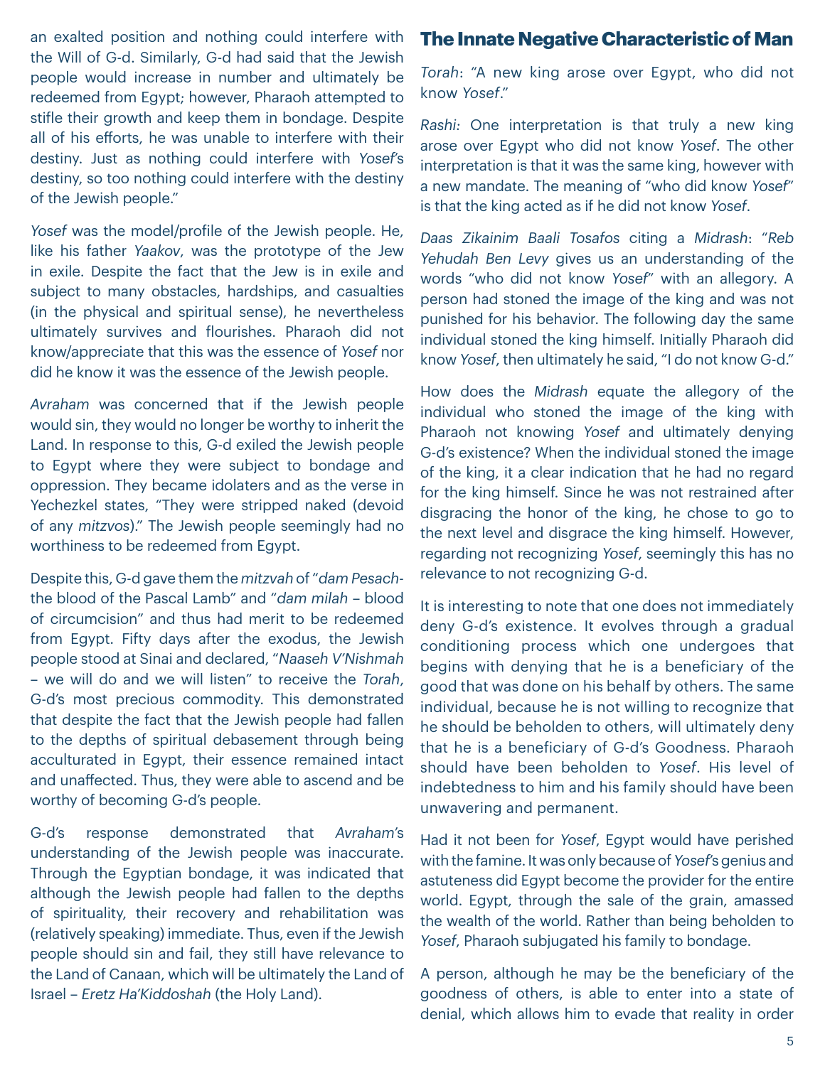an exalted position and nothing could interfere with the Will of G-d. Similarly, G-d had said that the Jewish people would increase in number and ultimately be redeemed from Egypt; however, Pharaoh attempted to stifle their growth and keep them in bondage. Despite all of his efforts, he was unable to interfere with their destiny. Just as nothing could interfere with *Yosef*'s destiny, so too nothing could interfere with the destiny of the Jewish people."

*Yosef* was the model/profile of the Jewish people. He, like his father *Yaakov*, was the prototype of the Jew in exile. Despite the fact that the Jew is in exile and subject to many obstacles, hardships, and casualties (in the physical and spiritual sense), he nevertheless ultimately survives and flourishes. Pharaoh did not know/appreciate that this was the essence of *Yosef* nor did he know it was the essence of the Jewish people.

*Avraham* was concerned that if the Jewish people would sin, they would no longer be worthy to inherit the Land. In response to this, G-d exiled the Jewish people to Egypt where they were subject to bondage and oppression. They became idolaters and as the verse in Yechezkel states, "They were stripped naked (devoid of any *mitzvos*)." The Jewish people seemingly had no worthiness to be redeemed from Egypt.

Despite this, G-d gave them the *mitzvah* of "*dam Pesach*- the blood of the Pascal Lamb" and "*dam milah* – blood of circumcision" and thus had merit to be redeemed from Egypt. Fifty days after the exodus, the Jewish people stood at Sinai and declared, "*Naaseh V'Nishmah* – we will do and we will listen" to receive the *Torah*, G-d's most precious commodity. This demonstrated that despite the fact that the Jewish people had fallen to the depths of spiritual debasement through being acculturated in Egypt, their essence remained intact and unaffected. Thus, they were able to ascend and be worthy of becoming G-d's people.

G-d's response demonstrated that *Avraham*'s understanding of the Jewish people was inaccurate. Through the Egyptian bondage, it was indicated that although the Jewish people had fallen to the depths of spirituality, their recovery and rehabilitation was (relatively speaking) immediate. Thus, even if the Jewish people should sin and fail, they still have relevance to the Land of Canaan, which will be ultimately the Land of Israel – *Eretz Ha'Kiddoshah* (the Holy Land).

## The Innate Negative Characteristic of Man

*Torah*: "A new king arose over Egypt, who did not know *Yosef*."

*Rashi:* One interpretation is that truly a new king arose over Egypt who did not know *Yosef*. The other interpretation is that it was the same king, however with a new mandate. The meaning of "who did know *Yosef*" is that the king acted as if he did not know *Yosef*.

*Daas Zikainim Baali Tosafos* citing a *Midrash*: "*Reb Yehudah Ben Levy* gives us an understanding of the words "who did not know *Yosef*" with an allegory. A person had stoned the image of the king and was not punished for his behavior. The following day the same individual stoned the king himself. Initially Pharaoh did know *Yosef*, then ultimately he said, "I do not know G-d."

How does the *Midrash* equate the allegory of the individual who stoned the image of the king with Pharaoh not knowing *Yosef* and ultimately denying G-d's existence? When the individual stoned the image of the king, it a clear indication that he had no regard for the king himself. Since he was not restrained after disgracing the honor of the king, he chose to go to the next level and disgrace the king himself. However, regarding not recognizing *Yosef*, seemingly this has no relevance to not recognizing G-d.

It is interesting to note that one does not immediately deny G-d's existence. It evolves through a gradual conditioning process which one undergoes that begins with denying that he is a beneficiary of the good that was done on his behalf by others. The same individual, because he is not willing to recognize that he should be beholden to others, will ultimately deny that he is a beneficiary of G-d's Goodness. Pharaoh should have been beholden to *Yosef*. His level of indebtedness to him and his family should have been unwavering and permanent.

Had it not been for *Yosef*, Egypt would have perished with the famine. It was only because of *Yosef*'s genius and astuteness did Egypt become the provider for the entire world. Egypt, through the sale of the grain, amassed the wealth of the world. Rather than being beholden to *Yosef*, Pharaoh subjugated his family to bondage.

A person, although he may be the beneficiary of the goodness of others, is able to enter into a state of denial, which allows him to evade that reality in order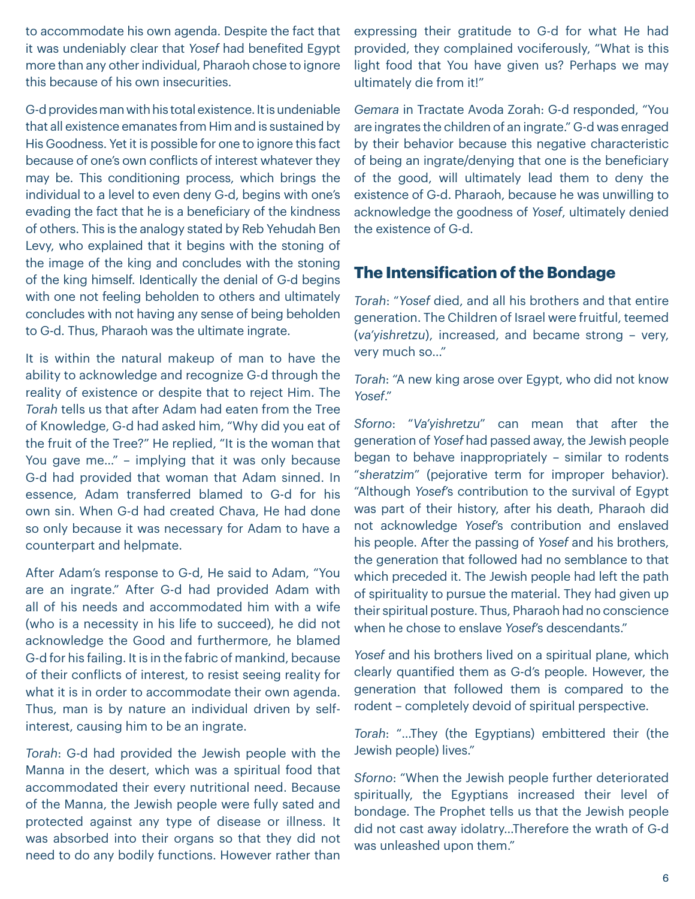to accommodate his own agenda. Despite the fact that it was undeniably clear that *Yosef* had benefited Egypt more than any other individual, Pharaoh chose to ignore this because of his own insecurities.

G-d provides man with his total existence. It is undeniable that all existence emanates from Him and is sustained by His Goodness. Yet it is possible for one to ignore this fact because of one's own conflicts of interest whatever they may be. This conditioning process, which brings the individual to a level to even deny G-d, begins with one's evading the fact that he is a beneficiary of the kindness of others. This is the analogy stated by Reb Yehudah Ben Levy, who explained that it begins with the stoning of the image of the king and concludes with the stoning of the king himself. Identically the denial of G-d begins with one not feeling beholden to others and ultimately concludes with not having any sense of being beholden to G-d. Thus, Pharaoh was the ultimate ingrate.

It is within the natural makeup of man to have the ability to acknowledge and recognize G-d through the reality of existence or despite that to reject Him. The *Torah* tells us that after Adam had eaten from the Tree of Knowledge, G-d had asked him, "Why did you eat of the fruit of the Tree?" He replied, "It is the woman that You gave me..." – implying that it was only because G-d had provided that woman that Adam sinned. In essence, Adam transferred blamed to G-d for his own sin. When G-d had created Chava, He had done so only because it was necessary for Adam to have a counterpart and helpmate.

After Adam's response to G-d, He said to Adam, "You are an ingrate." After G-d had provided Adam with all of his needs and accommodated him with a wife (who is a necessity in his life to succeed), he did not acknowledge the Good and furthermore, he blamed G-d for his failing. It is in the fabric of mankind, because of their conflicts of interest, to resist seeing reality for what it is in order to accommodate their own agenda. Thus, man is by nature an individual driven by self-interest, causing him to be an ingrate.

*Torah*: G-d had provided the Jewish people with the Manna in the desert, which was a spiritual food that accommodated their every nutritional need. Because of the Manna, the Jewish people were fully sated and protected against any type of disease or illness. It was absorbed into their organs so that they did not need to do any bodily functions. However rather than expressing their gratitude to G-d for what He had provided, they complained vociferously, "What is this light food that You have given us? Perhaps we may ultimately die from it!"

*Gemara* in Tractate Avoda Zorah: G-d responded, "You are ingrates the children of an ingrate." G-d was enraged by their behavior because this negative characteristic of being an ingrate/denying that one is the beneficiary of the good, will ultimately lead them to deny the existence of G-d. Pharaoh, because he was unwilling to acknowledge the goodness of *Yosef*, ultimately denied the existence of G-d.

## The Intensification of the Bondage

*Torah*: "*Yosef* died, and all his brothers and that entire generation. The Children of Israel were fruitful, teemed (*va'yishretzu*), increased, and became strong – very, very much so..."

*Torah*: "A new king arose over Egypt, who did not know *Yosef*."

*Sforno*: "*Va'yishretzu*" can mean that after the generation of *Yosef* had passed away, the Jewish people began to behave inappropriately – similar to rodents "*sheratzim*" (pejorative term for improper behavior). "Although *Yosef*'s contribution to the survival of Egypt was part of their history, after his death, Pharaoh did not acknowledge *Yosef*'s contribution and enslaved his people. After the passing of *Yosef* and his brothers, the generation that followed had no semblance to that which preceded it. The Jewish people had left the path of spirituality to pursue the material. They had given up their spiritual posture. Thus, Pharaoh had no conscience when he chose to enslave *Yosef*'s descendants."

*Yosef* and his brothers lived on a spiritual plane, which clearly quantified them as G-d's people. However, the generation that followed them is compared to the rodent – completely devoid of spiritual perspective.

*Torah*: "...They (the Egyptians) embittered their (the Jewish people) lives."

*Sforno*: "When the Jewish people further deteriorated spiritually, the Egyptians increased their level of bondage. The Prophet tells us that the Jewish people did not cast away idolatry...Therefore the wrath of G-d was unleashed upon them."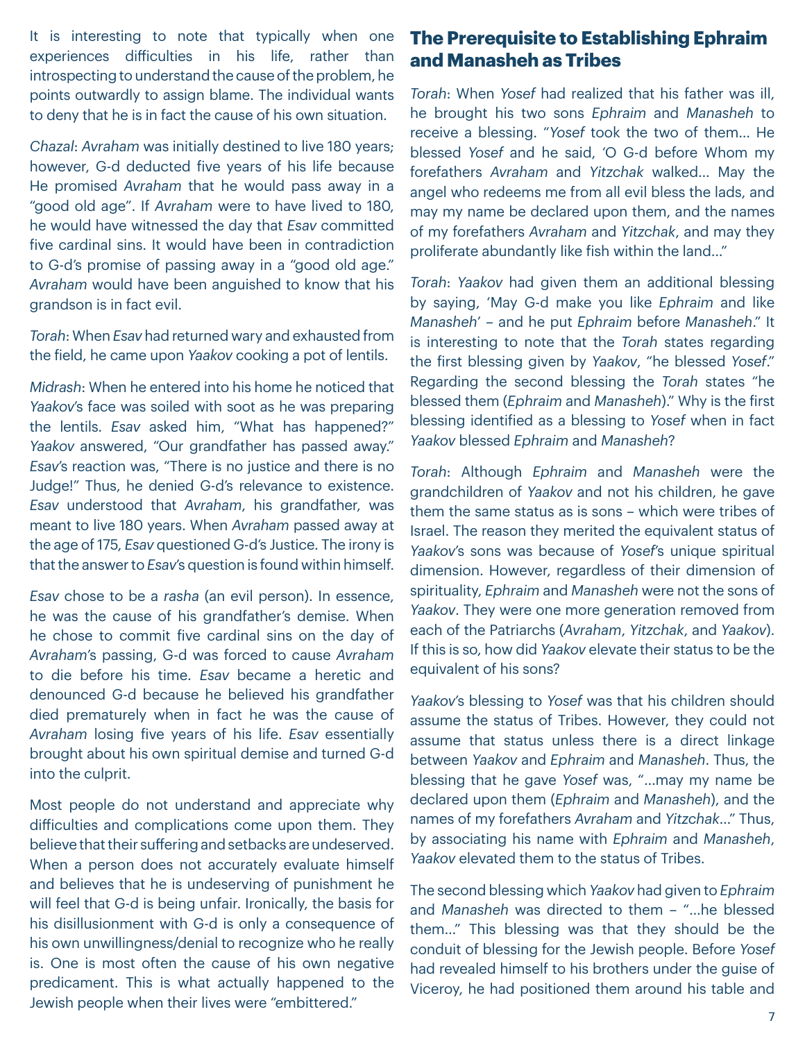It is interesting to note that typically when one experiences difficulties in his life, rather than introspecting to understand the cause of the problem, he points outwardly to assign blame. The individual wants to deny that he is in fact the cause of his own situation.

*Chazal*: *Avraham* was initially destined to live 180 years; however, G-d deducted five years of his life because He promised *Avraham* that he would pass away in a "good old age". If *Avraham* were to have lived to 180, he would have witnessed the day that *Esav* committed five cardinal sins. It would have been in contradiction to G-d's promise of passing away in a "good old age." *Avraham* would have been anguished to know that his grandson is in fact evil.

*Torah*: When *Esav* had returned wary and exhausted from the field, he came upon *Yaakov* cooking a pot of lentils.

*Midrash*: When he entered into his home he noticed that *Yaakov*'s face was soiled with soot as he was preparing the lentils. *Esav* asked him, "What has happened?" *Yaakov* answered, "Our grandfather has passed away." *Esav*'s reaction was, "There is no justice and there is no Judge!" Thus, he denied G-d's relevance to existence. *Esav* understood that *Avraham*, his grandfather, was meant to live 180 years. When *Avraham* passed away at the age of 175, *Esav* questioned G-d's Justice. The irony is that the answer to *Esav*'s question is found within himself.

*Esav* chose to be a *rasha* (an evil person). In essence, he was the cause of his grandfather's demise. When he chose to commit five cardinal sins on the day of *Avraham*'s passing, G-d was forced to cause *Avraham* to die before his time. *Esav* became a heretic and denounced G-d because he believed his grandfather died prematurely when in fact he was the cause of *Avraham* losing five years of his life. *Esav* essentially brought about his own spiritual demise and turned G-d into the culprit.

Most people do not understand and appreciate why difficulties and complications come upon them. They believe that their suffering and setbacks are undeserved. When a person does not accurately evaluate himself and believes that he is undeserving of punishment he will feel that G-d is being unfair. Ironically, the basis for his disillusionment with G-d is only a consequence of his own unwillingness/denial to recognize who he really is. One is most often the cause of his own negative predicament. This is what actually happened to the Jewish people when their lives were "embittered."

## The Prerequisite to Establishing Ephraim and Manasheh as Tribes

*Torah*: When *Yosef* had realized that his father was ill, he brought his two sons *Ephraim* and *Manasheh* to receive a blessing. "*Yosef* took the two of them… He blessed *Yosef* and he said, 'O G-d before Whom my forefathers *Avraham* and *Yitzchak* walked… May the angel who redeems me from all evil bless the lads, and may my name be declared upon them, and the names of my forefathers *Avraham* and *Yitzchak*, and may they proliferate abundantly like fish within the land…"

*Torah*: *Yaakov* had given them an additional blessing by saying, 'May G-d make you like *Ephraim* and like *Manasheh*' – and he put *Ephraim* before *Manasheh*." It is interesting to note that the *Torah* states regarding the first blessing given by *Yaakov*, "he blessed *Yosef*." Regarding the second blessing the *Torah* states "he blessed them (*Ephraim* and *Manasheh*)." Why is the first blessing identified as a blessing to *Yosef* when in fact *Yaakov* blessed *Ephraim* and *Manasheh*?

*Torah*: Although *Ephraim* and *Manasheh* were the grandchildren of *Yaakov* and not his children, he gave them the same status as is sons – which were tribes of Israel. The reason they merited the equivalent status of *Yaakov*'s sons was because of *Yosef*'s unique spiritual dimension. However, regardless of their dimension of spirituality, *Ephraim* and *Manasheh* were not the sons of *Yaakov*. They were one more generation removed from each of the Patriarchs (*Avraham*, *Yitzchak*, and *Yaakov*). If this is so, how did *Yaakov* elevate their status to be the equivalent of his sons?

*Yaakov*'s blessing to *Yosef* was that his children should assume the status of Tribes. However, they could not assume that status unless there is a direct linkage between *Yaakov* and *Ephraim* and *Manasheh*. Thus, the blessing that he gave *Yosef* was, "…may my name be declared upon them (*Ephraim* and *Manasheh*), and the names of my forefathers *Avraham* and *Yitzchak*…" Thus, by associating his name with *Ephraim* and *Manasheh*, *Yaakov* elevated them to the status of Tribes.

The second blessing which *Yaakov* had given to *Ephraim* and *Manasheh* was directed to them – "…he blessed them…" This blessing was that they should be the conduit of blessing for the Jewish people. Before *Yosef* had revealed himself to his brothers under the guise of Viceroy, he had positioned them around his table and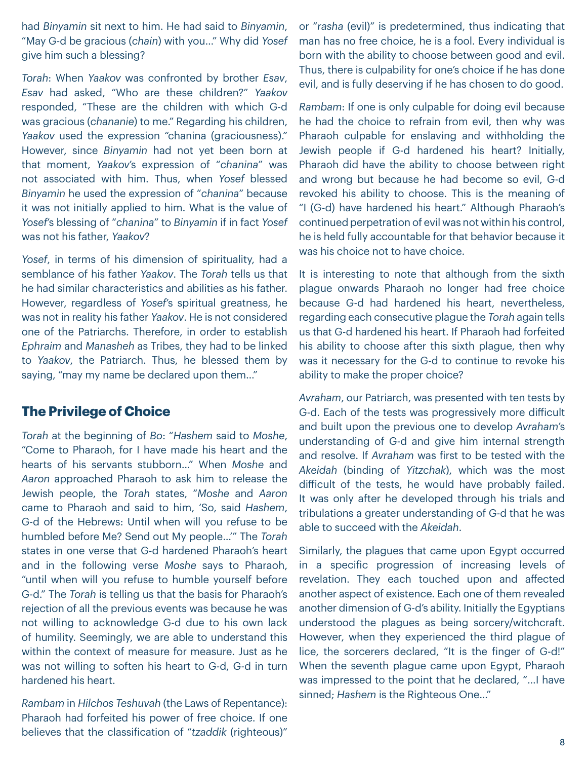had *Binyamin* sit next to him. He had said to *Binyamin*, "May G-d be gracious (*chain*) with you..." Why did *Yosef* give him such a blessing?

*Torah*: When *Yaakov* was confronted by brother *Esav*, *Esav* had asked, "Who are these children?" *Yaakov* responded, "These are the children with which G-d was gracious (*chananie*) to me." Regarding his children, *Yaakov* used the expression "chanina (graciousness)." However, since *Binyamin* had not yet been born at that moment, *Yaakov*'s expression of "*chanina*" was not associated with him. Thus, when *Yosef* blessed *Binyamin* he used the expression of "*chanina*" because it was not initially applied to him. What is the value of *Yosef*'s blessing of "*chanina*" to *Binyamin* if in fact *Yosef* was not his father, *Yaakov*?

*Yosef*, in terms of his dimension of spirituality, had a semblance of his father *Yaakov*. The *Torah* tells us that he had similar characteristics and abilities as his father. However, regardless of *Yosef*'s spiritual greatness, he was not in reality his father *Yaakov*. He is not considered one of the Patriarchs. Therefore, in order to establish *Ephraim* and *Manasheh* as Tribes, they had to be linked to *Yaakov*, the Patriarch. Thus, he blessed them by saying, "may my name be declared upon them..."

## The Privilege of Choice

*Torah* at the beginning of *Bo*: "*Hashem* said to *Moshe*, "Come to Pharaoh, for I have made his heart and the hearts of his servants stubborn..." When *Moshe* and *Aaron* approached Pharaoh to ask him to release the Jewish people, the *Torah* states, "*Moshe* and *Aaron* came to Pharaoh and said to him, 'So, said *Hashem*, G-d of the Hebrews: Until when will you refuse to be humbled before Me? Send out My people...'" The *Torah* states in one verse that G-d hardened Pharaoh's heart and in the following verse *Moshe* says to Pharaoh, "until when will you refuse to humble yourself before G-d." The *Torah* is telling us that the basis for Pharaoh's rejection of all the previous events was because he was not willing to acknowledge G-d due to his own lack of humility. Seemingly, we are able to understand this within the context of measure for measure. Just as he was not willing to soften his heart to G-d, G-d in turn hardened his heart.

*Rambam* in *Hilchos Teshuvah* (the Laws of Repentance): Pharaoh had forfeited his power of free choice. If one believes that the classification of "*tzaddik* (righteous)" or "*rasha* (evil)" is predetermined, thus indicating that man has no free choice, he is a fool. Every individual is born with the ability to choose between good and evil. Thus, there is culpability for one's choice if he has done evil, and is fully deserving if he has chosen to do good.

*Rambam*: If one is only culpable for doing evil because he had the choice to refrain from evil, then why was Pharaoh culpable for enslaving and withholding the Jewish people if G-d hardened his heart? Initially, Pharaoh did have the ability to choose between right and wrong but because he had become so evil, G-d revoked his ability to choose. This is the meaning of "I (G-d) have hardened his heart." Although Pharaoh's continued perpetration of evil was not within his control, he is held fully accountable for that behavior because it was his choice not to have choice.

It is interesting to note that although from the sixth plague onwards Pharaoh no longer had free choice because G-d had hardened his heart, nevertheless, regarding each consecutive plague the *Torah* again tells us that G-d hardened his heart. If Pharaoh had forfeited his ability to choose after this sixth plague, then why was it necessary for the G-d to continue to revoke his ability to make the proper choice?

*Avraham*, our Patriarch, was presented with ten tests by G-d. Each of the tests was progressively more difficult and built upon the previous one to develop *Avraham*'s understanding of G-d and give him internal strength and resolve. If *Avraham* was first to be tested with the *Akeidah* (binding of *Yitzchak*), which was the most difficult of the tests, he would have probably failed. It was only after he developed through his trials and tribulations a greater understanding of G-d that he was able to succeed with the *Akeidah*.

Similarly, the plagues that came upon Egypt occurred in a specific progression of increasing levels of revelation. They each touched upon and affected another aspect of existence. Each one of them revealed another dimension of G-d's ability. Initially the Egyptians understood the plagues as being sorcery/witchcraft. However, when they experienced the third plague of lice, the sorcerers declared, "It is the finger of G-d!" When the seventh plague came upon Egypt, Pharaoh was impressed to the point that he declared, "...I have sinned; *Hashem* is the Righteous One..."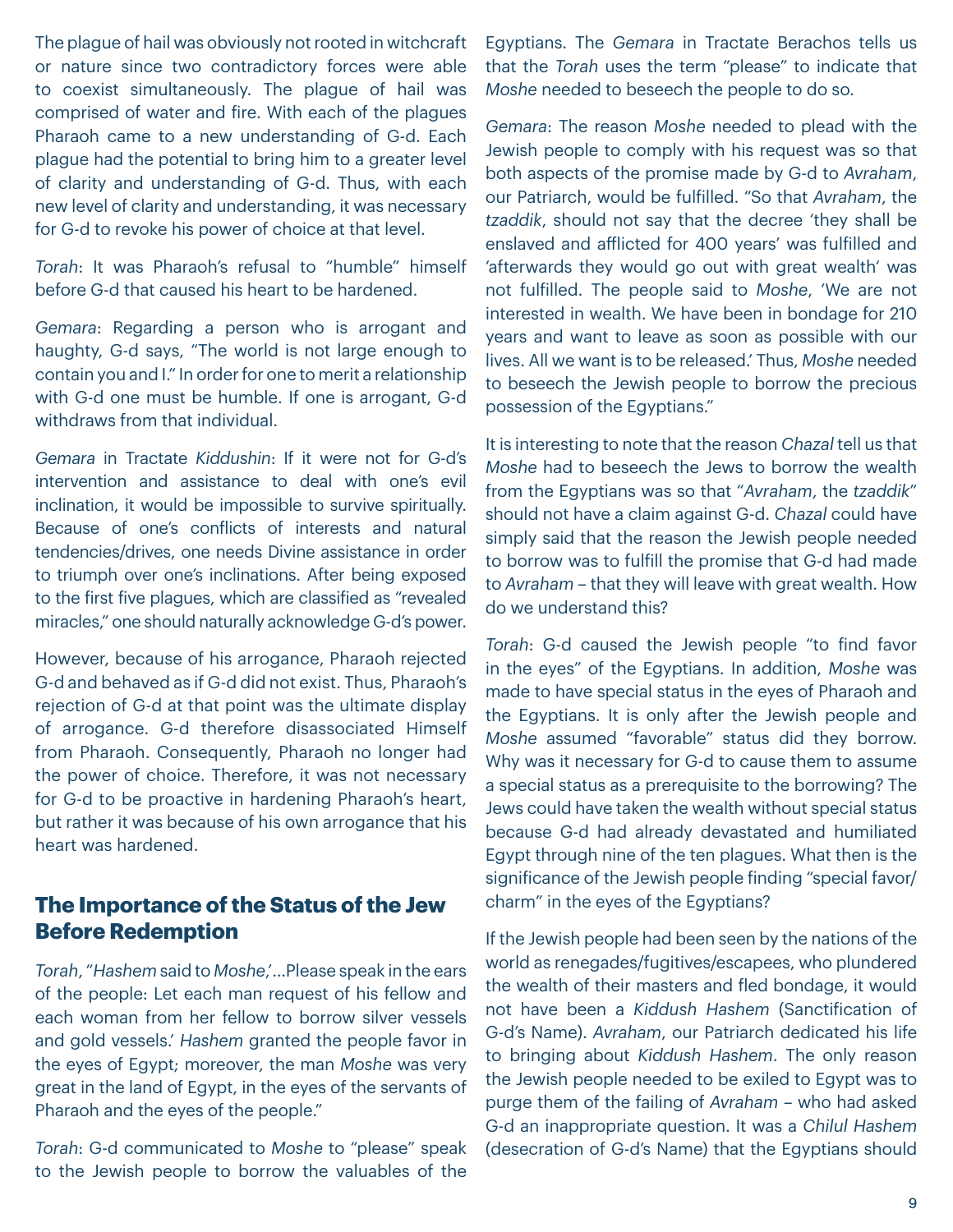The plague of hail was obviously not rooted in witchcraft or nature since two contradictory forces were able to coexist simultaneously. The plague of hail was comprised of water and fire. With each of the plagues Pharaoh came to a new understanding of G-d. Each plague had the potential to bring him to a greater level of clarity and understanding of G-d. Thus, with each new level of clarity and understanding, it was necessary for G-d to revoke his power of choice at that level.

*Torah*: It was Pharaoh's refusal to "humble" himself before G-d that caused his heart to be hardened.

*Gemara*: Regarding a person who is arrogant and haughty, G-d says, "The world is not large enough to contain you and I." In order for one to merit a relationship with G-d one must be humble. If one is arrogant, G-d withdraws from that individual.

*Gemara* in Tractate *Kiddushin*: If it were not for G-d's intervention and assistance to deal with one's evil inclination, it would be impossible to survive spiritually. Because of one's conflicts of interests and natural tendencies/drives, one needs Divine assistance in order to triumph over one's inclinations. After being exposed to the first five plagues, which are classified as "revealed miracles," one should naturally acknowledge G-d's power.

However, because of his arrogance, Pharaoh rejected G-d and behaved as if G-d did not exist. Thus, Pharaoh's rejection of G-d at that point was the ultimate display of arrogance. G-d therefore disassociated Himself from Pharaoh. Consequently, Pharaoh no longer had the power of choice. Therefore, it was not necessary for G-d to be proactive in hardening Pharaoh's heart, but rather it was because of his own arrogance that his heart was hardened.

## The Importance of the Status of the Jew Before Redemption

*Torah*, "*Hashem* said to *Moshe*,'…Please speak in the ears of the people: Let each man request of his fellow and each woman from her fellow to borrow silver vessels and gold vessels.' *Hashem* granted the people favor in the eyes of Egypt; moreover, the man *Moshe* was very great in the land of Egypt, in the eyes of the servants of Pharaoh and the eyes of the people."

*Torah*: G-d communicated to *Moshe* to "please" speak to the Jewish people to borrow the valuables of the Egyptians. The *Gemara* in Tractate Berachos tells us that the *Torah* uses the term "please" to indicate that *Moshe* needed to beseech the people to do so.

*Gemara*: The reason *Moshe* needed to plead with the Jewish people to comply with his request was so that both aspects of the promise made by G-d to *Avraham*, our Patriarch, would be fulfilled. "So that *Avraham*, the *tzaddik*, should not say that the decree 'they shall be enslaved and afflicted for 400 years' was fulfilled and 'afterwards they would go out with great wealth' was not fulfilled. The people said to *Moshe*, 'We are not interested in wealth. We have been in bondage for 210 years and want to leave as soon as possible with our lives. All we want is to be released.' Thus, *Moshe* needed to beseech the Jewish people to borrow the precious possession of the Egyptians."

It is interesting to note that the reason *Chazal* tell us that *Moshe* had to beseech the Jews to borrow the wealth from the Egyptians was so that "*Avraham*, the *tzaddik*" should not have a claim against G-d. *Chazal* could have simply said that the reason the Jewish people needed to borrow was to fulfill the promise that G-d had made to *Avraham* – that they will leave with great wealth. How do we understand this?

*Torah*: G-d caused the Jewish people "to find favor in the eyes" of the Egyptians. In addition, *Moshe* was made to have special status in the eyes of Pharaoh and the Egyptians. It is only after the Jewish people and *Moshe* assumed "favorable" status did they borrow. Why was it necessary for G-d to cause them to assume a special status as a prerequisite to the borrowing? The Jews could have taken the wealth without special status because G-d had already devastated and humiliated Egypt through nine of the ten plagues. What then is the significance of the Jewish people finding "special favor/charm" in the eyes of the Egyptians?

If the Jewish people had been seen by the nations of the world as renegades/fugitives/escapees, who plundered the wealth of their masters and fled bondage, it would not have been a *Kiddush Hashem* (Sanctification of G-d's Name). *Avraham*, our Patriarch dedicated his life to bringing about *Kiddush Hashem*. The only reason the Jewish people needed to be exiled to Egypt was to purge them of the failing of *Avraham* – who had asked G-d an inappropriate question. It was a *Chilul Hashem* (desecration of G-d's Name) that the Egyptians should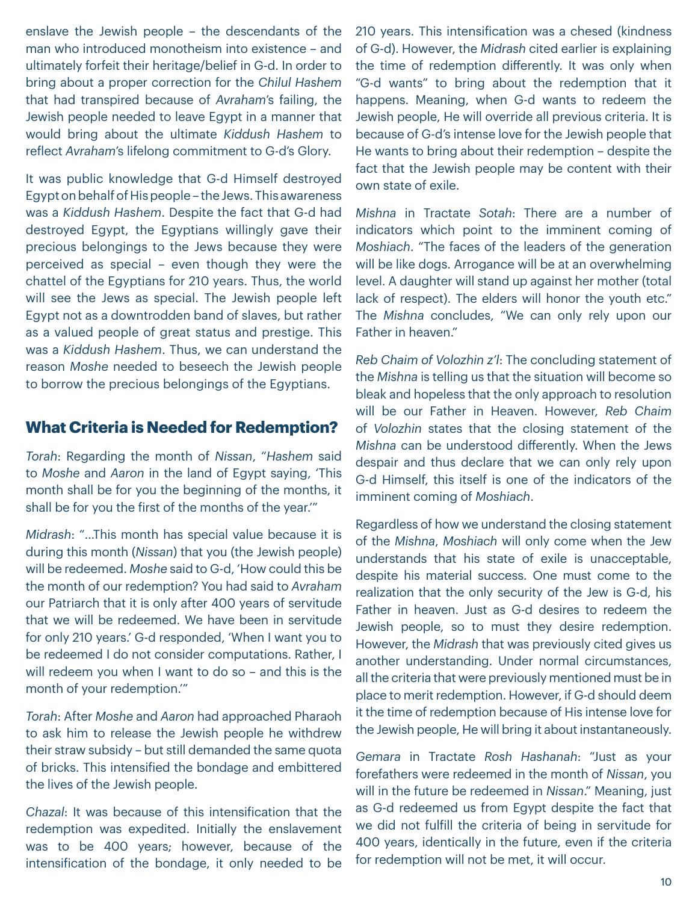enslave the Jewish people – the descendants of the man who introduced monotheism into existence – and ultimately forfeit their heritage/belief in G-d. In order to bring about a proper correction for the *Chilul Hashem* that had transpired because of *Avraham*'s failing, the Jewish people needed to leave Egypt in a manner that would bring about the ultimate *Kiddush Hashem* to reflect *Avraham*'s lifelong commitment to G-d's Glory.

It was public knowledge that G-d Himself destroyed Egypt on behalf of His people – the Jews. This awareness was a *Kiddush Hashem*. Despite the fact that G-d had destroyed Egypt, the Egyptians willingly gave their precious belongings to the Jews because they were perceived as special – even though they were the chattel of the Egyptians for 210 years. Thus, the world will see the Jews as special. The Jewish people left Egypt not as a downtrodden band of slaves, but rather as a valued people of great status and prestige. This was a *Kiddush Hashem*. Thus, we can understand the reason *Moshe* needed to beseech the Jewish people to borrow the precious belongings of the Egyptians.

## What Criteria is Needed for Redemption?

*Torah*: Regarding the month of *Nissan*, "*Hashem* said to *Moshe* and *Aaron* in the land of Egypt saying, 'This month shall be for you the beginning of the months, it shall be for you the first of the months of the year.'"

*Midrash*: "…This month has special value because it is during this month (*Nissan*) that you (the Jewish people) will be redeemed. *Moshe* said to G-d, 'How could this be the month of our redemption? You had said to *Avraham* our Patriarch that it is only after 400 years of servitude that we will be redeemed. We have been in servitude for only 210 years.' G-d responded, 'When I want you to be redeemed I do not consider computations. Rather, I will redeem you when I want to do so – and this is the month of your redemption.'"

*Torah*: After *Moshe* and *Aaron* had approached Pharaoh to ask him to release the Jewish people he withdrew their straw subsidy – but still demanded the same quota of bricks. This intensified the bondage and embittered the lives of the Jewish people.

*Chazal*: It was because of this intensification that the redemption was expedited. Initially the enslavement was to be 400 years; however, because of the intensification of the bondage, it only needed to be 210 years. This intensification was a chesed (kindness of G-d). However, the *Midrash* cited earlier is explaining the time of redemption differently. It was only when "G-d wants" to bring about the redemption that it happens. Meaning, when G-d wants to redeem the Jewish people, He will override all previous criteria. It is because of G-d's intense love for the Jewish people that He wants to bring about their redemption – despite the fact that the Jewish people may be content with their own state of exile.

*Mishna* in Tractate *Sotah*: There are a number of indicators which point to the imminent coming of *Moshiach*. "The faces of the leaders of the generation will be like dogs. Arrogance will be at an overwhelming level. A daughter will stand up against her mother (total lack of respect). The elders will honor the youth etc." The *Mishna* concludes, "We can only rely upon our Father in heaven."

*Reb Chaim of Volozhin z'l*: The concluding statement of the *Mishna* is telling us that the situation will become so bleak and hopeless that the only approach to resolution will be our Father in Heaven. However, *Reb Chaim* of *Volozhin* states that the closing statement of the *Mishna* can be understood differently. When the Jews despair and thus declare that we can only rely upon G-d Himself, this itself is one of the indicators of the imminent coming of *Moshiach*.

Regardless of how we understand the closing statement of the *Mishna*, *Moshiach* will only come when the Jew understands that his state of exile is unacceptable, despite his material success. One must come to the realization that the only security of the Jew is G-d, his Father in heaven. Just as G-d desires to redeem the Jewish people, so to must they desire redemption. However, the *Midrash* that was previously cited gives us another understanding. Under normal circumstances, all the criteria that were previously mentioned must be in place to merit redemption. However, if G-d should deem it the time of redemption because of His intense love for the Jewish people, He will bring it about instantaneously.

*Gemara* in Tractate *Rosh Hashanah*: "Just as your forefathers were redeemed in the month of *Nissan*, you will in the future be redeemed in *Nissan*." Meaning, just as G-d redeemed us from Egypt despite the fact that we did not fulfill the criteria of being in servitude for 400 years, identically in the future, even if the criteria for redemption will not be met, it will occur.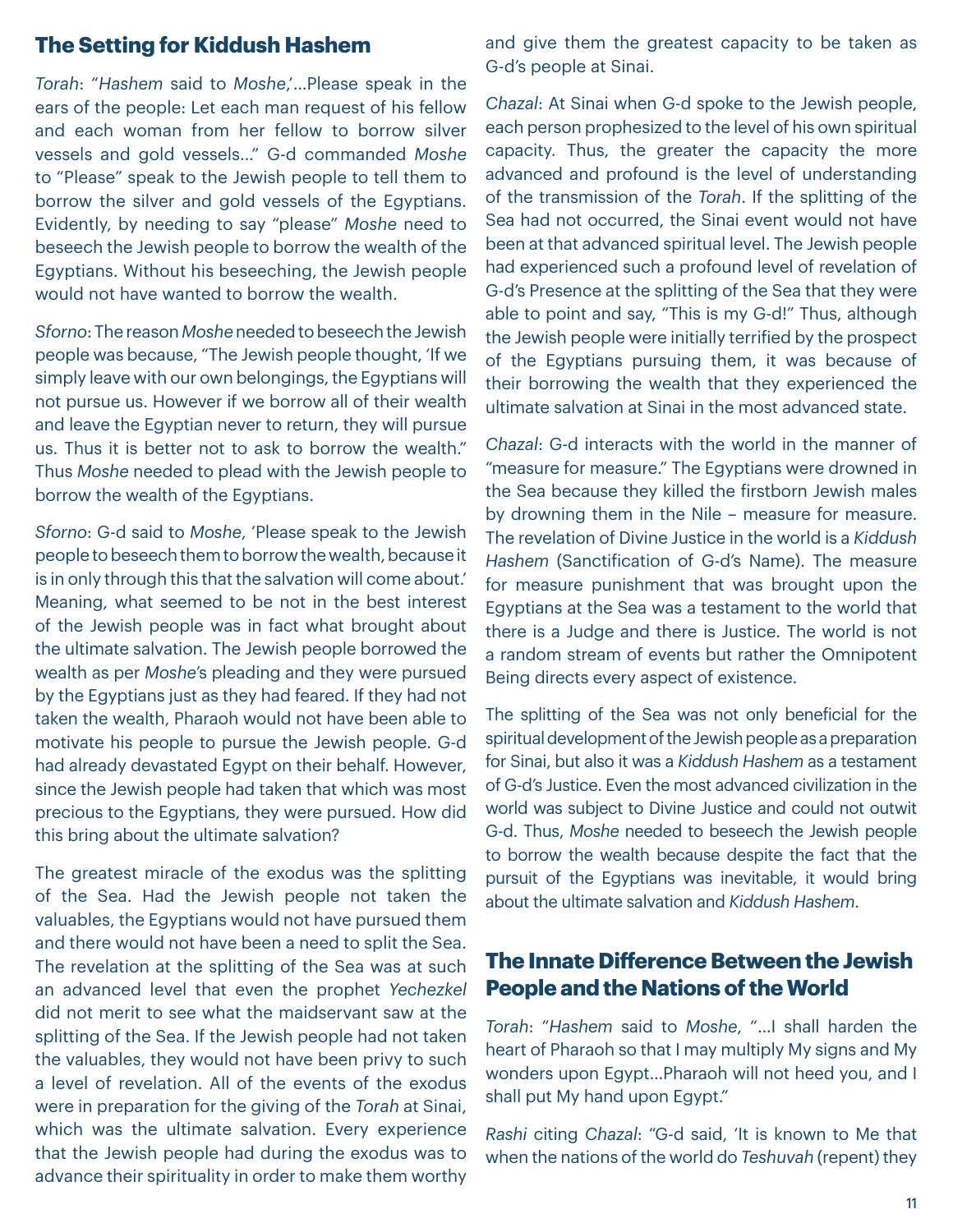## The Setting for Kiddush Hashem

*Torah*: "*Hashem* said to *Moshe*,'...Please speak in the ears of the people: Let each man request of his fellow and each woman from her fellow to borrow silver vessels and gold vessels..." G-d commanded *Moshe* to "Please" speak to the Jewish people to tell them to borrow the silver and gold vessels of the Egyptians. Evidently, by needing to say "please" *Moshe* need to beseech the Jewish people to borrow the wealth of the Egyptians. Without his beseeching, the Jewish people would not have wanted to borrow the wealth.

*Sforno*: The reason *Moshe* needed to beseech the Jewish people was because, "The Jewish people thought, 'If we simply leave with our own belongings, the Egyptians will not pursue us. However if we borrow all of their wealth and leave the Egyptian never to return, they will pursue us. Thus it is better not to ask to borrow the wealth." Thus *Moshe* needed to plead with the Jewish people to borrow the wealth of the Egyptians.

*Sforno*: G-d said to *Moshe*, 'Please speak to the Jewish people to beseech them to borrow the wealth, because it is in only through this that the salvation will come about.' Meaning, what seemed to be not in the best interest of the Jewish people was in fact what brought about the ultimate salvation. The Jewish people borrowed the wealth as per *Moshe*'s pleading and they were pursued by the Egyptians just as they had feared. If they had not taken the wealth, Pharaoh would not have been able to motivate his people to pursue the Jewish people. G-d had already devastated Egypt on their behalf. However, since the Jewish people had taken that which was most precious to the Egyptians, they were pursued. How did this bring about the ultimate salvation?

The greatest miracle of the exodus was the splitting of the Sea. Had the Jewish people not taken the valuables, the Egyptians would not have pursued them and there would not have been a need to split the Sea. The revelation at the splitting of the Sea was at such an advanced level that even the prophet *Yechezkel* did not merit to see what the maidservant saw at the splitting of the Sea. If the Jewish people had not taken the valuables, they would not have been privy to such a level of revelation. All of the events of the exodus were in preparation for the giving of the *Torah* at Sinai, which was the ultimate salvation. Every experience that the Jewish people had during the exodus was to advance their spirituality in order to make them worthy and give them the greatest capacity to be taken as G-d's people at Sinai.

*Chazal*: At Sinai when G-d spoke to the Jewish people, each person prophesized to the level of his own spiritual capacity. Thus, the greater the capacity the more advanced and profound is the level of understanding of the transmission of the *Torah*. If the splitting of the Sea had not occurred, the Sinai event would not have been at that advanced spiritual level. The Jewish people had experienced such a profound level of revelation of G-d's Presence at the splitting of the Sea that they were able to point and say, "This is my G-d!" Thus, although the Jewish people were initially terrified by the prospect of the Egyptians pursuing them, it was because of their borrowing the wealth that they experienced the ultimate salvation at Sinai in the most advanced state.

*Chazal*: G-d interacts with the world in the manner of "measure for measure." The Egyptians were drowned in the Sea because they killed the firstborn Jewish males by drowning them in the Nile – measure for measure. The revelation of Divine Justice in the world is a *Kiddush Hashem* (Sanctification of G-d's Name). The measure for measure punishment that was brought upon the Egyptians at the Sea was a testament to the world that there is a Judge and there is Justice. The world is not a random stream of events but rather the Omnipotent Being directs every aspect of existence.

The splitting of the Sea was not only beneficial for the spiritual development of the Jewish people as a preparation for Sinai, but also it was a *Kiddush Hashem* as a testament of G-d's Justice. Even the most advanced civilization in the world was subject to Divine Justice and could not outwit G-d. Thus, *Moshe* needed to beseech the Jewish people to borrow the wealth because despite the fact that the pursuit of the Egyptians was inevitable, it would bring about the ultimate salvation and *Kiddush Hashem*.

## The Innate Difference Between the Jewish People and the Nations of the World

*Torah*: "*Hashem* said to *Moshe*, "...I shall harden the heart of Pharaoh so that I may multiply My signs and My wonders upon Egypt...Pharaoh will not heed you, and I shall put My hand upon Egypt."

*Rashi* citing *Chazal*: "G-d said, 'It is known to Me that when the nations of the world do *Teshuvah* (repent) they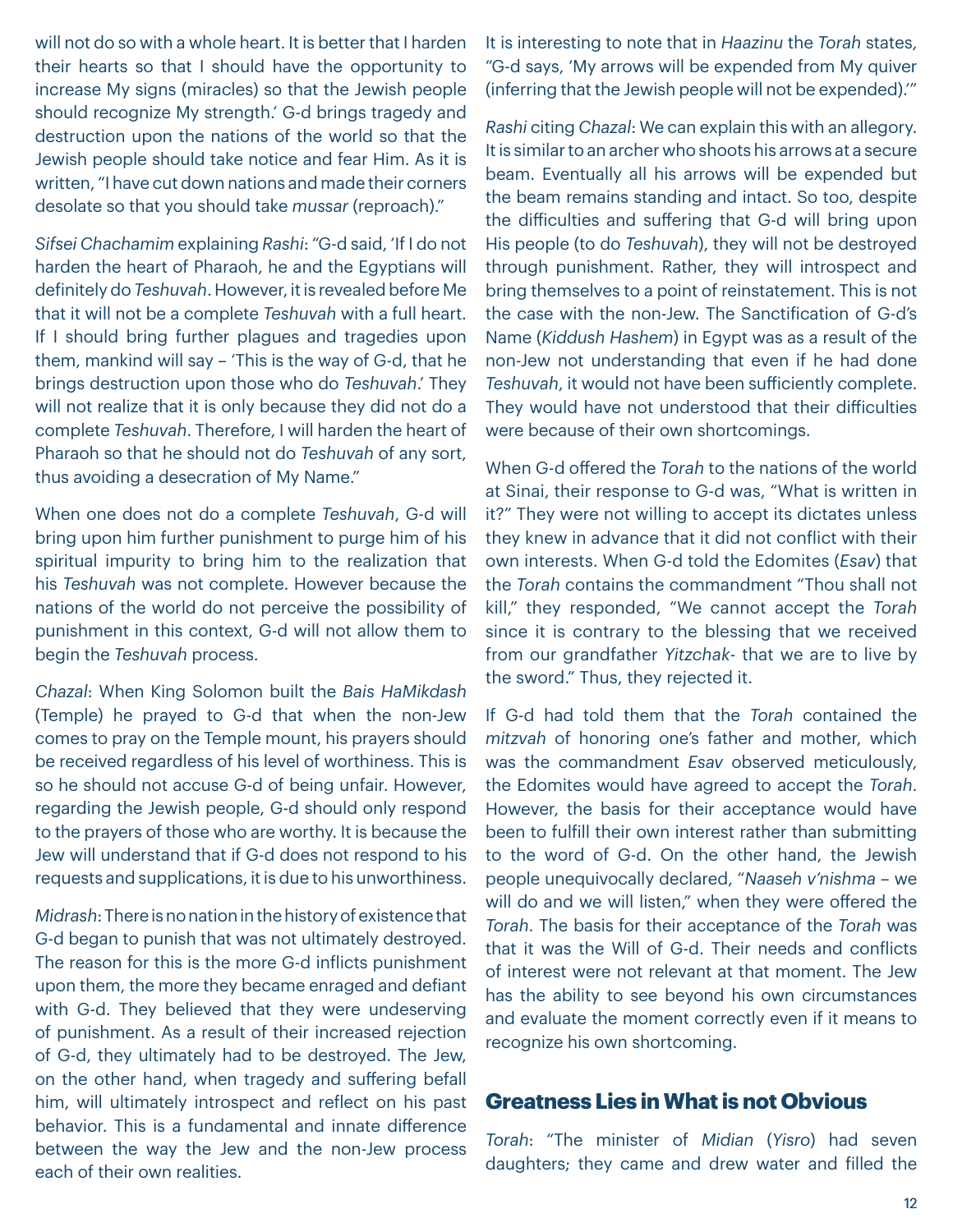will not do so with a whole heart. It is better that I harden their hearts so that I should have the opportunity to increase My signs (miracles) so that the Jewish people should recognize My strength.' G-d brings tragedy and destruction upon the nations of the world so that the Jewish people should take notice and fear Him. As it is written, "I have cut down nations and made their corners desolate so that you should take *mussar* (reproach)."

*Sifsei Chachamim* explaining *Rashi*: "G-d said, 'If I do not harden the heart of Pharaoh, he and the Egyptians will definitely do *Teshuvah*. However, it is revealed before Me that it will not be a complete *Teshuvah* with a full heart. If I should bring further plagues and tragedies upon them, mankind will say – 'This is the way of G-d, that he brings destruction upon those who do *Teshuvah*.' They will not realize that it is only because they did not do a complete *Teshuvah*. Therefore, I will harden the heart of Pharaoh so that he should not do *Teshuvah* of any sort, thus avoiding a desecration of My Name."

When one does not do a complete *Teshuvah*, G-d will bring upon him further punishment to purge him of his spiritual impurity to bring him to the realization that his *Teshuvah* was not complete. However because the nations of the world do not perceive the possibility of punishment in this context, G-d will not allow them to begin the *Teshuvah* process.

*Chazal*: When King Solomon built the *Bais HaMikdash* (Temple) he prayed to G-d that when the non-Jew comes to pray on the Temple mount, his prayers should be received regardless of his level of worthiness. This is so he should not accuse G-d of being unfair. However, regarding the Jewish people, G-d should only respond to the prayers of those who are worthy. It is because the Jew will understand that if G-d does not respond to his requests and supplications, it is due to his unworthiness.

*Midrash*: There is no nation in the history of existence that G-d began to punish that was not ultimately destroyed. The reason for this is the more G-d inflicts punishment upon them, the more they became enraged and defiant with G-d. They believed that they were undeserving of punishment. As a result of their increased rejection of G-d, they ultimately had to be destroyed. The Jew, on the other hand, when tragedy and suffering befall him, will ultimately introspect and reflect on his past behavior. This is a fundamental and innate difference between the way the Jew and the non-Jew process each of their own realities.

It is interesting to note that in *Haazinu* the *Torah* states, "G-d says, 'My arrows will be expended from My quiver (inferring that the Jewish people will not be expended).'"

*Rashi* citing *Chazal*: We can explain this with an allegory. It is similar to an archer who shoots his arrows at a secure beam. Eventually all his arrows will be expended but the beam remains standing and intact. So too, despite the difficulties and suffering that G-d will bring upon His people (to do *Teshuvah*), they will not be destroyed through punishment. Rather, they will introspect and bring themselves to a point of reinstatement. This is not the case with the non-Jew. The Sanctification of G-d's Name (*Kiddush Hashem*) in Egypt was as a result of the non-Jew not understanding that even if he had done *Teshuvah*, it would not have been sufficiently complete. They would have not understood that their difficulties were because of their own shortcomings.

When G-d offered the *Torah* to the nations of the world at Sinai, their response to G-d was, "What is written in it?" They were not willing to accept its dictates unless they knew in advance that it did not conflict with their own interests. When G-d told the Edomites (*Esav*) that the *Torah* contains the commandment "Thou shall not kill," they responded, "We cannot accept the *Torah* since it is contrary to the blessing that we received from our grandfather *Yitzchak*- that we are to live by the sword." Thus, they rejected it.

If G-d had told them that the *Torah* contained the *mitzvah* of honoring one's father and mother, which was the commandment *Esav* observed meticulously, the Edomites would have agreed to accept the *Torah*. However, the basis for their acceptance would have been to fulfill their own interest rather than submitting to the word of G-d. On the other hand, the Jewish people unequivocally declared, "*Naaseh v'nishma* – we will do and we will listen," when they were offered the *Torah*. The basis for their acceptance of the *Torah* was that it was the Will of G-d. Their needs and conflicts of interest were not relevant at that moment. The Jew has the ability to see beyond his own circumstances and evaluate the moment correctly even if it means to recognize his own shortcoming.

## Greatness Lies in What is not Obvious

*Torah*: "The minister of *Midian* (*Yisro*) had seven daughters; they came and drew water and filled the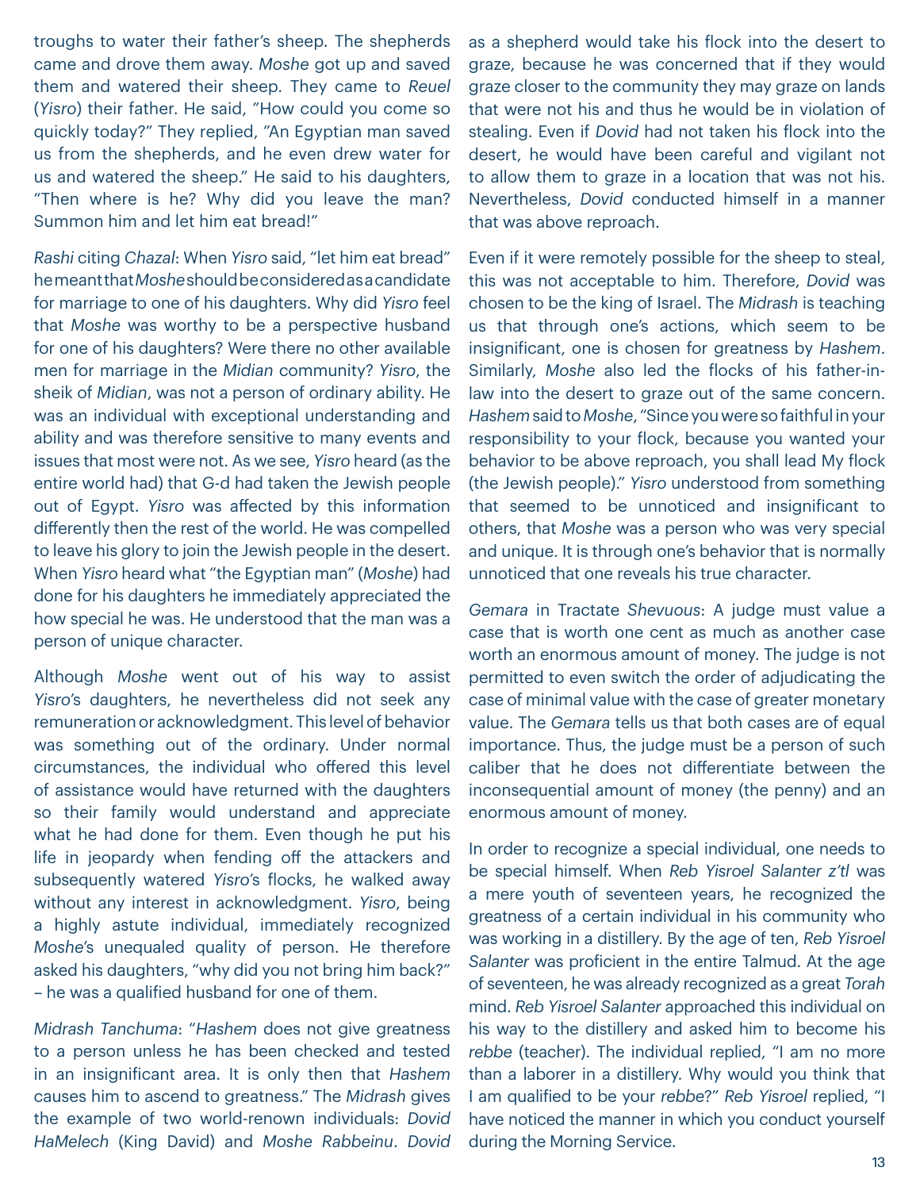troughs to water their father's sheep. The shepherds came and drove them away. *Moshe* got up and saved them and watered their sheep. They came to *Reuel* (*Yisro*) their father. He said, "How could you come so quickly today?" They replied, "An Egyptian man saved us from the shepherds, and he even drew water for us and watered the sheep." He said to his daughters, "Then where is he? Why did you leave the man? Summon him and let him eat bread!"

*Rashi* citing *Chazal*: When *Yisro* said, "let him eat bread" he meant that *Moshe* should be considered as a candidate for marriage to one of his daughters. Why did *Yisro* feel that *Moshe* was worthy to be a perspective husband for one of his daughters? Were there no other available men for marriage in the *Midian* community? *Yisro*, the sheik of *Midian*, was not a person of ordinary ability. He was an individual with exceptional understanding and ability and was therefore sensitive to many events and issues that most were not. As we see, *Yisro* heard (as the entire world had) that G-d had taken the Jewish people out of Egypt. *Yisro* was affected by this information differently then the rest of the world. He was compelled to leave his glory to join the Jewish people in the desert. When *Yisro* heard what "the Egyptian man" (*Moshe*) had done for his daughters he immediately appreciated the how special he was. He understood that the man was a person of unique character.

Although *Moshe* went out of his way to assist *Yisro*'s daughters, he nevertheless did not seek any remuneration or acknowledgment. This level of behavior was something out of the ordinary. Under normal circumstances, the individual who offered this level of assistance would have returned with the daughters so their family would understand and appreciate what he had done for them. Even though he put his life in jeopardy when fending off the attackers and subsequently watered *Yisro*'s flocks, he walked away without any interest in acknowledgment. *Yisro*, being a highly astute individual, immediately recognized *Moshe*'s unequaled quality of person. He therefore asked his daughters, "why did you not bring him back?" – he was a qualified husband for one of them.

*Midrash Tanchuma*: "*Hashem* does not give greatness to a person unless he has been checked and tested in an insignificant area. It is only then that *Hashem* causes him to ascend to greatness." The *Midrash* gives the example of two world-renown individuals: *Dovid HaMelech* (King David) and *Moshe Rabbeinu*. *Dovid* as a shepherd would take his flock into the desert to graze, because he was concerned that if they would graze closer to the community they may graze on lands that were not his and thus he would be in violation of stealing. Even if *Dovid* had not taken his flock into the desert, he would have been careful and vigilant not to allow them to graze in a location that was not his. Nevertheless, *Dovid* conducted himself in a manner that was above reproach.

Even if it were remotely possible for the sheep to steal, this was not acceptable to him. Therefore, *Dovid* was chosen to be the king of Israel. The *Midrash* is teaching us that through one's actions, which seem to be insignificant, one is chosen for greatness by *Hashem*. Similarly, *Moshe* also led the flocks of his father-in-law into the desert to graze out of the same concern. *Hashem* said to *Moshe*, "Since you were so faithful in your responsibility to your flock, because you wanted your behavior to be above reproach, you shall lead My flock (the Jewish people)." *Yisro* understood from something that seemed to be unnoticed and insignificant to others, that *Moshe* was a person who was very special and unique. It is through one's behavior that is normally unnoticed that one reveals his true character.

*Gemara* in Tractate *Shevuous*: A judge must value a case that is worth one cent as much as another case worth an enormous amount of money. The judge is not permitted to even switch the order of adjudicating the case of minimal value with the case of greater monetary value. The *Gemara* tells us that both cases are of equal importance. Thus, the judge must be a person of such caliber that he does not differentiate between the inconsequential amount of money (the penny) and an enormous amount of money.

In order to recognize a special individual, one needs to be special himself. When *Reb Yisroel Salanter z'tl* was a mere youth of seventeen years, he recognized the greatness of a certain individual in his community who was working in a distillery. By the age of ten, *Reb Yisroel Salanter* was proficient in the entire Talmud. At the age of seventeen, he was already recognized as a great *Torah* mind. *Reb Yisroel Salanter* approached this individual on his way to the distillery and asked him to become his *rebbe* (teacher). The individual replied, "I am no more than a laborer in a distillery. Why would you think that I am qualified to be your *rebbe*?" *Reb Yisroel* replied, "I have noticed the manner in which you conduct yourself during the Morning Service.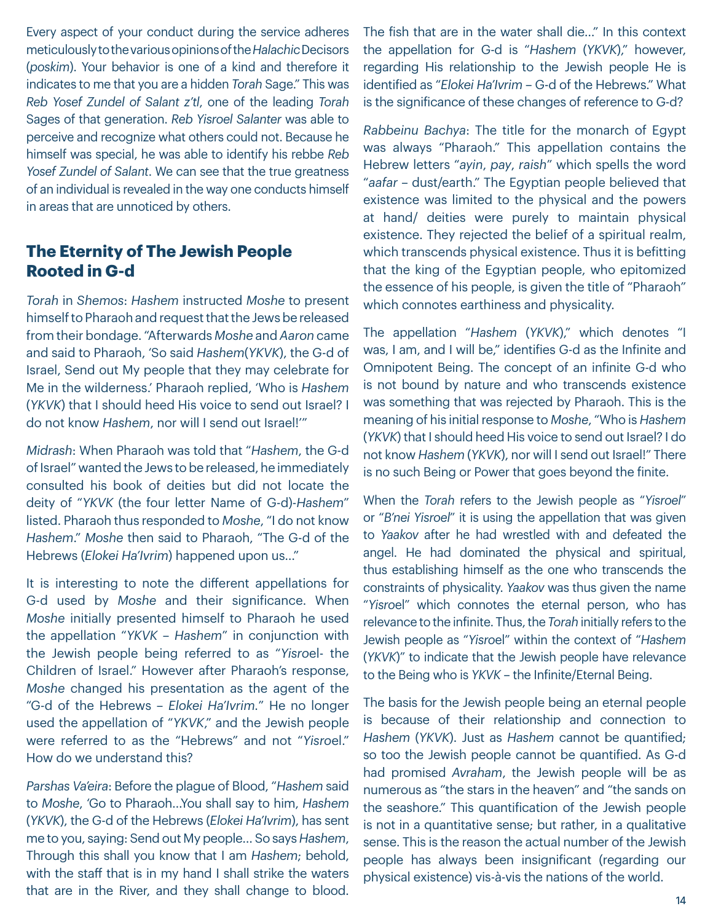Every aspect of your conduct during the service adheres meticulously to the various opinions of the *Halachic* Decisors (*poskim*). Your behavior is one of a kind and therefore it indicates to me that you are a hidden *Torah* Sage." This was *Reb Yosef Zundel of Salant z'tl*, one of the leading *Torah* Sages of that generation. *Reb Yisroel Salanter* was able to perceive and recognize what others could not. Because he himself was special, he was able to identify his rebbe *Reb Yosef Zundel of Salant*. We can see that the true greatness of an individual is revealed in the way one conducts himself in areas that are unnoticed by others.

## The Eternity of The Jewish People Rooted in G-d

*Torah* in *Shemos*: *Hashem* instructed *Moshe* to present himself to Pharaoh and request that the Jews be released from their bondage. "Afterwards *Moshe* and *Aaron* came and said to Pharaoh, 'So said *Hashem*(*YKVK*), the G-d of Israel, Send out My people that they may celebrate for Me in the wilderness.' Pharaoh replied, 'Who is *Hashem* (*YKVK*) that I should heed His voice to send out Israel? I do not know *Hashem*, nor will I send out Israel!'"

*Midrash*: When Pharaoh was told that "*Hashem*, the G-d of Israel" wanted the Jews to be released, he immediately consulted his book of deities but did not locate the deity of "*YKVK* (the four letter Name of G-d)-*Hashem*" listed. Pharaoh thus responded to *Moshe*, "I do not know *Hashem*." *Moshe* then said to Pharaoh, "The G-d of the Hebrews (*Elokei Ha'Ivrim*) happened upon us..."

It is interesting to note the different appellations for G-d used by *Moshe* and their significance. When *Moshe* initially presented himself to Pharaoh he used the appellation "*YKVK* – *Hashem*" in conjunction with the Jewish people being referred to as "*Yisro*el- the Children of Israel." However after Pharaoh's response, *Moshe* changed his presentation as the agent of the "G-d of the Hebrews – *Elokei Ha'Ivrim*." He no longer used the appellation of "*YKVK*," and the Jewish people were referred to as the "Hebrews" and not "*Yisro*el." How do we understand this?

*Parshas Va'eira*: Before the plague of Blood, "*Hashem* said to *Moshe*, 'Go to Pharaoh...You shall say to him, *Hashem* (*YKVK*), the G-d of the Hebrews (*Elokei Ha'Ivrim*), has sent me to you, saying: Send out My people... So says *Hashem*, Through this shall you know that I am *Hashem*; behold, with the staff that is in my hand I shall strike the waters that are in the River, and they shall change to blood. The fish that are in the water shall die..." In this context the appellation for G-d is "*Hashem* (*YKVK*)," however, regarding His relationship to the Jewish people He is identified as "*Elokei Ha'Ivrim* – G-d of the Hebrews." What is the significance of these changes of reference to G-d?

*Rabbeinu Bachya*: The title for the monarch of Egypt was always "Pharaoh." This appellation contains the Hebrew letters "*ayin*, *pay*, *raish*" which spells the word "*aafar* – dust/earth." The Egyptian people believed that existence was limited to the physical and the powers at hand/ deities were purely to maintain physical existence. They rejected the belief of a spiritual realm, which transcends physical existence. Thus it is befitting that the king of the Egyptian people, who epitomized the essence of his people, is given the title of "Pharaoh" which connotes earthiness and physicality.

The appellation "*Hashem* (*YKVK*)," which denotes "I was, I am, and I will be," identifies G-d as the Infinite and Omnipotent Being. The concept of an infinite G-d who is not bound by nature and who transcends existence was something that was rejected by Pharaoh. This is the meaning of his initial response to *Moshe*, "Who is *Hashem* (*YKVK*) that I should heed His voice to send out Israel? I do not know *Hashem* (*YKVK*), nor will I send out Israel!" There is no such Being or Power that goes beyond the finite.

When the *Torah* refers to the Jewish people as "*Yisroel*" or "*B'nei Yisroel*" it is using the appellation that was given to *Yaakov* after he had wrestled with and defeated the angel. He had dominated the physical and spiritual, thus establishing himself as the one who transcends the constraints of physicality. *Yaakov* was thus given the name "*Yisro*el" which connotes the eternal person, who has relevance to the infinite. Thus, the *Torah* initially refers to the Jewish people as "*Yisro*el" within the context of "*Hashem* (*YKVK*)" to indicate that the Jewish people have relevance to the Being who is *YKVK* – the Infinite/Eternal Being.

The basis for the Jewish people being an eternal people is because of their relationship and connection to *Hashem* (*YKVK*). Just as *Hashem* cannot be quantified; so too the Jewish people cannot be quantified. As G-d had promised *Avraham*, the Jewish people will be as numerous as "the stars in the heaven" and "the sands on the seashore." This quantification of the Jewish people is not in a quantitative sense; but rather, in a qualitative sense. This is the reason the actual number of the Jewish people has always been insignificant (regarding our physical existence) vis-à-vis the nations of the world.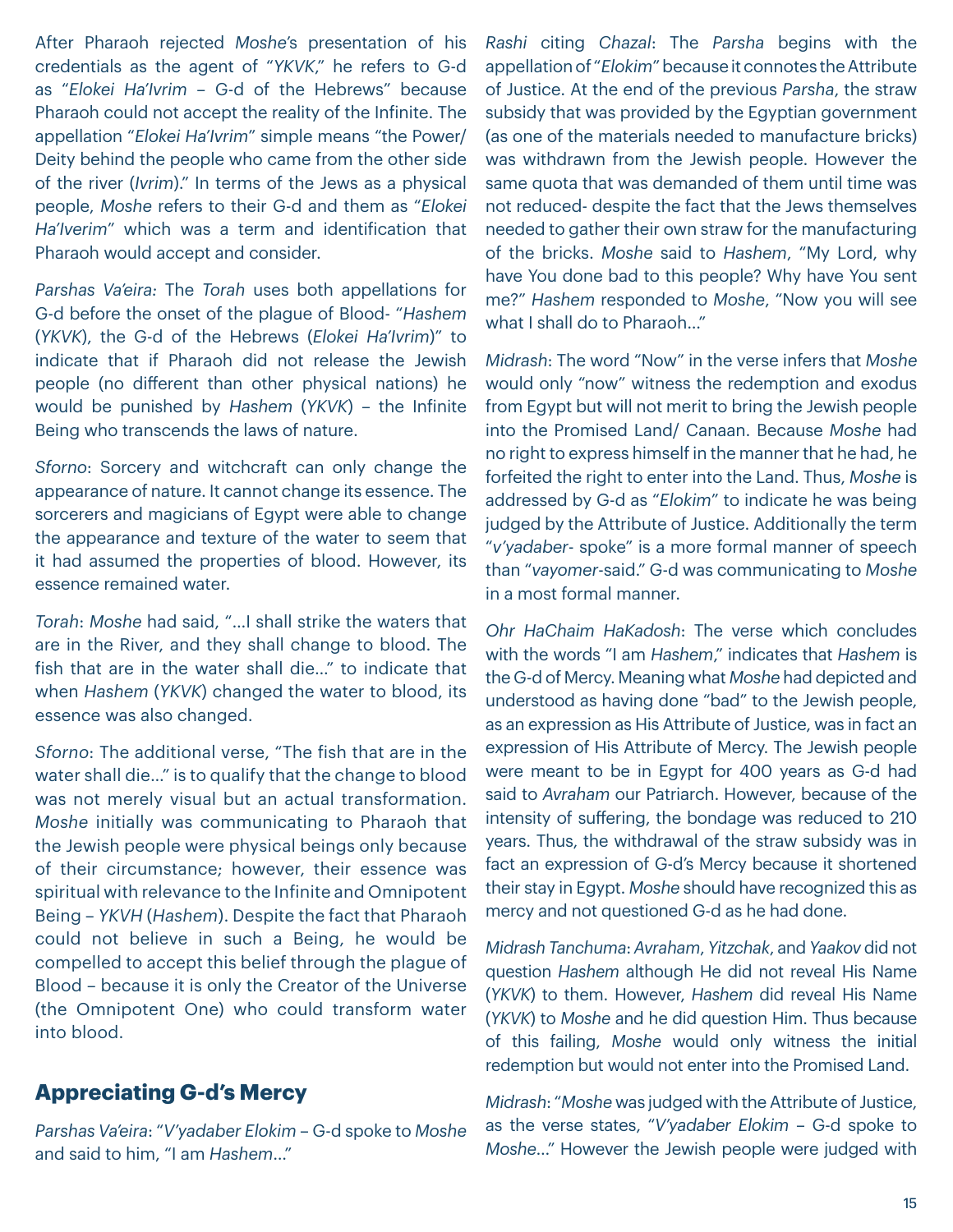After Pharaoh rejected *Moshe's* presentation of his credentials as the agent of "*YKVK*," he refers to G-d as "*Elokei Ha'Ivrim* – G-d of the Hebrews" because Pharaoh could not accept the reality of the Infinite. The appellation "*Elokei Ha'Ivrim*" simple means "the Power/ Deity behind the people who came from the other side of the river (*Ivrim*)." In terms of the Jews as a physical people, *Moshe* refers to their G-d and them as "*Elokei Ha'Iverim*" which was a term and identification that Pharaoh would accept and consider.

*Parshas Va'eira:* The *Torah* uses both appellations for G-d before the onset of the plague of Blood- "*Hashem* (*YKVK*), the G-d of the Hebrews (*Elokei Ha'Ivrim*)" to indicate that if Pharaoh did not release the Jewish people (no different than other physical nations) he would be punished by *Hashem* (*YKVK*) – the Infinite Being who transcends the laws of nature.

*Sforno*: Sorcery and witchcraft can only change the appearance of nature. It cannot change its essence. The sorcerers and magicians of Egypt were able to change the appearance and texture of the water to seem that it had assumed the properties of blood. However, its essence remained water.

*Torah*: *Moshe* had said, "…I shall strike the waters that are in the River, and they shall change to blood. The fish that are in the water shall die…" to indicate that when *Hashem* (*YKVK*) changed the water to blood, its essence was also changed.

*Sforno*: The additional verse, "The fish that are in the water shall die…" is to qualify that the change to blood was not merely visual but an actual transformation. *Moshe* initially was communicating to Pharaoh that the Jewish people were physical beings only because of their circumstance; however, their essence was spiritual with relevance to the Infinite and Omnipotent Being – *YKVH* (*Hashem*). Despite the fact that Pharaoh could not believe in such a Being, he would be compelled to accept this belief through the plague of Blood – because it is only the Creator of the Universe (the Omnipotent One) who could transform water into blood.

## Appreciating G-d's Mercy

*Parshas Va'eira*: "*V'yadaber Elokim* – G-d spoke to *Moshe* and said to him, "I am *Hashem*…"

*Rashi* citing *Chazal*: The *Parsha* begins with the appellation of "*Elokim*" because it connotes the Attribute of Justice. At the end of the previous *Parsha*, the straw subsidy that was provided by the Egyptian government (as one of the materials needed to manufacture bricks) was withdrawn from the Jewish people. However the same quota that was demanded of them until time was not reduced- despite the fact that the Jews themselves needed to gather their own straw for the manufacturing of the bricks. *Moshe* said to *Hashem*, "My Lord, why have You done bad to this people? Why have You sent me?" *Hashem* responded to *Moshe*, "Now you will see what I shall do to Pharaoh…"

*Midrash*: The word "Now" in the verse infers that *Moshe* would only "now" witness the redemption and exodus from Egypt but will not merit to bring the Jewish people into the Promised Land/ Canaan. Because *Moshe* had no right to express himself in the manner that he had, he forfeited the right to enter into the Land. Thus, *Moshe* is addressed by G-d as "*Elokim*" to indicate he was being judged by the Attribute of Justice. Additionally the term "*v'yadaber*- spoke" is a more formal manner of speech than "*vayomer*-said." G-d was communicating to *Moshe* in a most formal manner.

*Ohr HaChaim HaKadosh*: The verse which concludes with the words "I am *Hashem*," indicates that *Hashem* is the G-d of Mercy. Meaning what *Moshe* had depicted and understood as having done "bad" to the Jewish people, as an expression as His Attribute of Justice, was in fact an expression of His Attribute of Mercy. The Jewish people were meant to be in Egypt for 400 years as G-d had said to *Avraham* our Patriarch. However, because of the intensity of suffering, the bondage was reduced to 210 years. Thus, the withdrawal of the straw subsidy was in fact an expression of G-d's Mercy because it shortened their stay in Egypt. *Moshe* should have recognized this as mercy and not questioned G-d as he had done.

*Midrash Tanchuma*: *Avraham*, *Yitzchak*, and *Yaakov* did not question *Hashem* although He did not reveal His Name (*YKVK*) to them. However, *Hashem* did reveal His Name (*YKVK*) to *Moshe* and he did question Him. Thus because of this failing, *Moshe* would only witness the initial redemption but would not enter into the Promised Land.

*Midrash*: "*Moshe* was judged with the Attribute of Justice, as the verse states, "*V'yadaber Elokim* – G-d spoke to *Moshe*…" However the Jewish people were judged with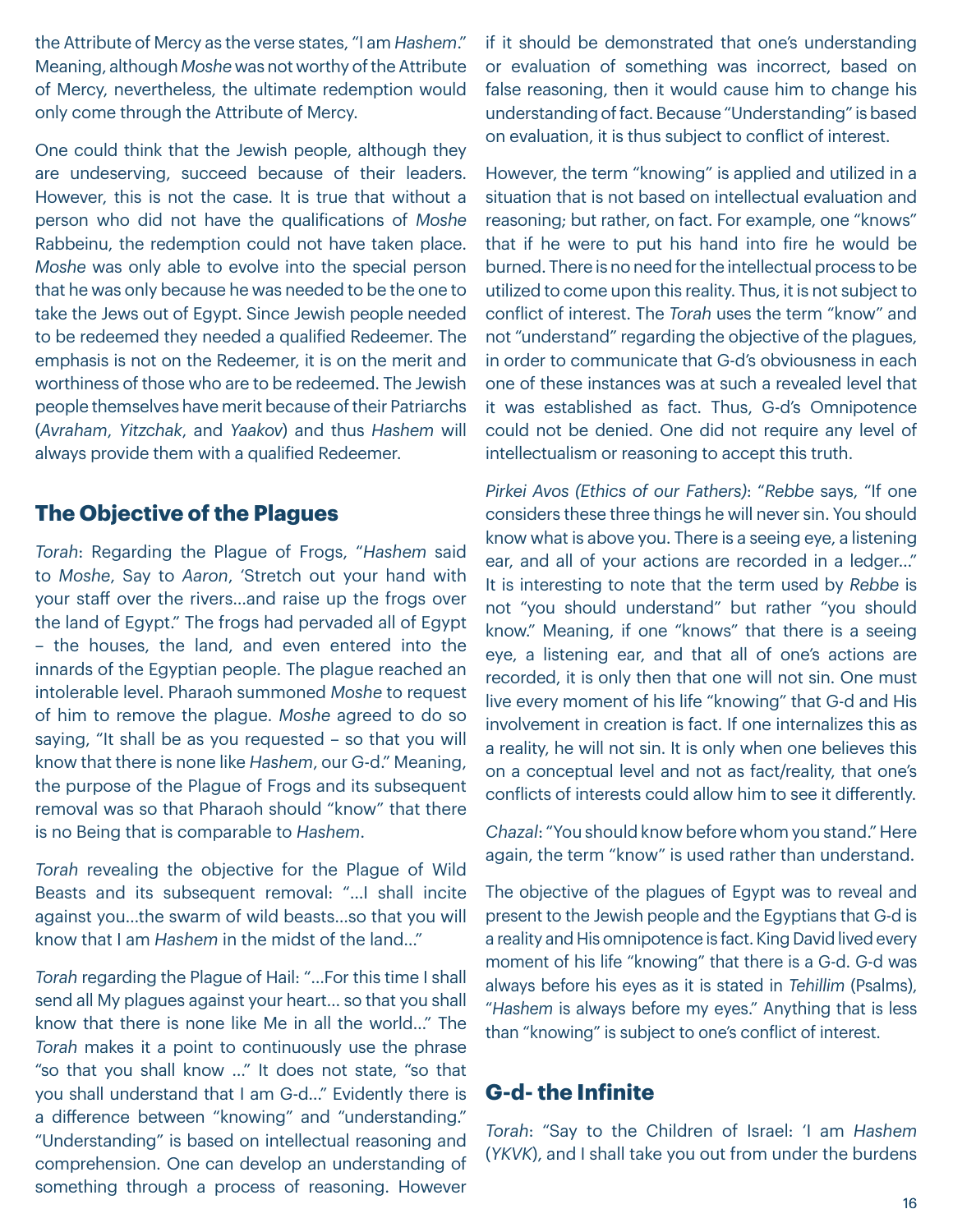the Attribute of Mercy as the verse states, "I am *Hashem*." Meaning, although *Moshe* was not worthy of the Attribute of Mercy, nevertheless, the ultimate redemption would only come through the Attribute of Mercy.

One could think that the Jewish people, although they are undeserving, succeed because of their leaders. However, this is not the case. It is true that without a person who did not have the qualifications of *Moshe* Rabbeinu, the redemption could not have taken place. *Moshe* was only able to evolve into the special person that he was only because he was needed to be the one to take the Jews out of Egypt. Since Jewish people needed to be redeemed they needed a qualified Redeemer. The emphasis is not on the Redeemer, it is on the merit and worthiness of those who are to be redeemed. The Jewish people themselves have merit because of their Patriarchs (*Avraham*, *Yitzchak*, and *Yaakov*) and thus *Hashem* will always provide them with a qualified Redeemer.

## The Objective of the Plagues

*Torah*: Regarding the Plague of Frogs, "*Hashem* said to *Moshe*, Say to *Aaron*, 'Stretch out your hand with your staff over the rivers…and raise up the frogs over the land of Egypt." The frogs had pervaded all of Egypt – the houses, the land, and even entered into the innards of the Egyptian people. The plague reached an intolerable level. Pharaoh summoned *Moshe* to request of him to remove the plague. *Moshe* agreed to do so saying, "It shall be as you requested – so that you will know that there is none like *Hashem*, our G-d." Meaning, the purpose of the Plague of Frogs and its subsequent removal was so that Pharaoh should "know" that there is no Being that is comparable to *Hashem*.

*Torah* revealing the objective for the Plague of Wild Beasts and its subsequent removal: "…I shall incite against you…the swarm of wild beasts…so that you will know that I am *Hashem* in the midst of the land…"

*Torah* regarding the Plague of Hail: "…For this time I shall send all My plagues against your heart… so that you shall know that there is none like Me in all the world…" The *Torah* makes it a point to continuously use the phrase "so that you shall know …" It does not state, "so that you shall understand that I am G-d…" Evidently there is a difference between "knowing" and "understanding." "Understanding" is based on intellectual reasoning and comprehension. One can develop an understanding of something through a process of reasoning. However if it should be demonstrated that one's understanding or evaluation of something was incorrect, based on false reasoning, then it would cause him to change his understanding of fact. Because "Understanding" is based on evaluation, it is thus subject to conflict of interest.

However, the term "knowing" is applied and utilized in a situation that is not based on intellectual evaluation and reasoning; but rather, on fact. For example, one "knows" that if he were to put his hand into fire he would be burned. There is no need for the intellectual process to be utilized to come upon this reality. Thus, it is not subject to conflict of interest. The *Torah* uses the term "know" and not "understand" regarding the objective of the plagues, in order to communicate that G-d's obviousness in each one of these instances was at such a revealed level that it was established as fact. Thus, G-d's Omnipotence could not be denied. One did not require any level of intellectualism or reasoning to accept this truth.

*Pirkei Avos (Ethics of our Fathers)*: "*Rebbe* says, "If one considers these three things he will never sin. You should know what is above you. There is a seeing eye, a listening ear, and all of your actions are recorded in a ledger…" It is interesting to note that the term used by *Rebbe* is not "you should understand" but rather "you should know." Meaning, if one "knows" that there is a seeing eye, a listening ear, and that all of one's actions are recorded, it is only then that one will not sin. One must live every moment of his life "knowing" that G-d and His involvement in creation is fact. If one internalizes this as a reality, he will not sin. It is only when one believes this on a conceptual level and not as fact/reality, that one's conflicts of interests could allow him to see it differently.

*Chazal*: "You should know before whom you stand." Here again, the term "know" is used rather than understand.

The objective of the plagues of Egypt was to reveal and present to the Jewish people and the Egyptians that G-d is a reality and His omnipotence is fact. King David lived every moment of his life "knowing" that there is a G-d. G-d was always before his eyes as it is stated in *Tehillim* (Psalms), "*Hashem* is always before my eyes." Anything that is less than "knowing" is subject to one's conflict of interest.

## G-d- the Infinite

*Torah*: "Say to the Children of Israel: 'I am *Hashem* (*YKVK*), and I shall take you out from under the burdens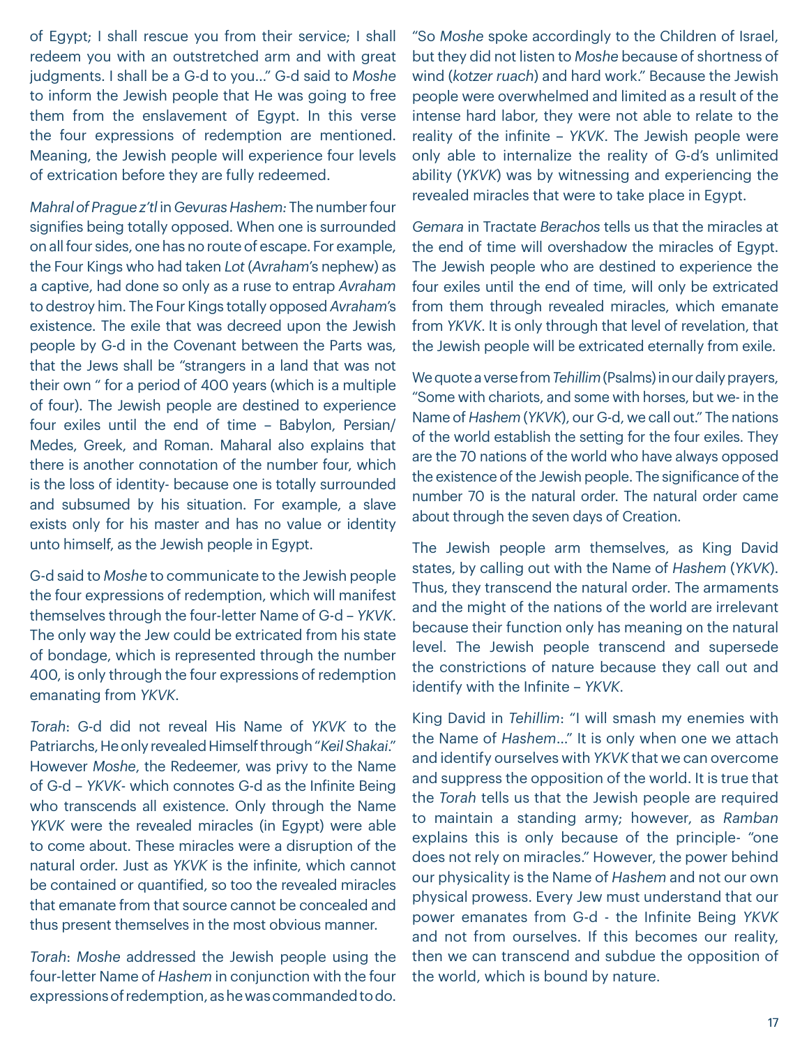of Egypt; I shall rescue you from their service; I shall redeem you with an outstretched arm and with great judgments. I shall be a G-d to you…" G-d said to *Moshe* to inform the Jewish people that He was going to free them from the enslavement of Egypt. In this verse the four expressions of redemption are mentioned. Meaning, the Jewish people will experience four levels of extrication before they are fully redeemed.

*Mahral of Prague z'tl* in *Gevuras Hashem:* The number four signifies being totally opposed. When one is surrounded on all four sides, one has no route of escape. For example, the Four Kings who had taken *Lot* (*Avraham*'s nephew) as a captive, had done so only as a ruse to entrap *Avraham* to destroy him. The Four Kings totally opposed *Avraham*'s existence. The exile that was decreed upon the Jewish people by G-d in the Covenant between the Parts was, that the Jews shall be "strangers in a land that was not their own " for a period of 400 years (which is a multiple of four). The Jewish people are destined to experience four exiles until the end of time – Babylon, Persian/ Medes, Greek, and Roman. Maharal also explains that there is another connotation of the number four, which is the loss of identity- because one is totally surrounded and subsumed by his situation. For example, a slave exists only for his master and has no value or identity unto himself, as the Jewish people in Egypt.

G-d said to *Moshe* to communicate to the Jewish people the four expressions of redemption, which will manifest themselves through the four-letter Name of G-d – *YKVK*. The only way the Jew could be extricated from his state of bondage, which is represented through the number 400, is only through the four expressions of redemption emanating from *YKVK*.

*Torah*: G-d did not reveal His Name of *YKVK* to the Patriarchs, He only revealed Himself through "*Keil Shakai*." However *Moshe*, the Redeemer, was privy to the Name of G-d – *YKVK*- which connotes G-d as the Infinite Being who transcends all existence. Only through the Name *YKVK* were the revealed miracles (in Egypt) able to come about. These miracles were a disruption of the natural order. Just as *YKVK* is the infinite, which cannot be contained or quantified, so too the revealed miracles that emanate from that source cannot be concealed and thus present themselves in the most obvious manner.

*Torah*: *Moshe* addressed the Jewish people using the four-letter Name of *Hashem* in conjunction with the four expressions of redemption, as he was commanded to do. "So *Moshe* spoke accordingly to the Children of Israel, but they did not listen to *Moshe* because of shortness of wind (*kotzer ruach*) and hard work." Because the Jewish people were overwhelmed and limited as a result of the intense hard labor, they were not able to relate to the reality of the infinite – *YKVK*. The Jewish people were only able to internalize the reality of G-d's unlimited ability (*YKVK*) was by witnessing and experiencing the revealed miracles that were to take place in Egypt.

*Gemara* in Tractate *Berachos* tells us that the miracles at the end of time will overshadow the miracles of Egypt. The Jewish people who are destined to experience the four exiles until the end of time, will only be extricated from them through revealed miracles, which emanate from *YKVK*. It is only through that level of revelation, that the Jewish people will be extricated eternally from exile.

We quote a verse from *Tehillim* (Psalms) in our daily prayers, "Some with chariots, and some with horses, but we- in the Name of *Hashem* (*YKVK*), our G-d, we call out." The nations of the world establish the setting for the four exiles. They are the 70 nations of the world who have always opposed the existence of the Jewish people. The significance of the number 70 is the natural order. The natural order came about through the seven days of Creation.

The Jewish people arm themselves, as King David states, by calling out with the Name of *Hashem* (*YKVK*). Thus, they transcend the natural order. The armaments and the might of the nations of the world are irrelevant because their function only has meaning on the natural level. The Jewish people transcend and supersede the constrictions of nature because they call out and identify with the Infinite – *YKVK*.

King David in *Tehillim*: "I will smash my enemies with the Name of *Hashem*…" It is only when one we attach and identify ourselves with *YKVK* that we can overcome and suppress the opposition of the world. It is true that the *Torah* tells us that the Jewish people are required to maintain a standing army; however, as *Ramban* explains this is only because of the principle- "one does not rely on miracles." However, the power behind our physicality is the Name of *Hashem* and not our own physical prowess. Every Jew must understand that our power emanates from G-d - the Infinite Being *YKVK* and not from ourselves. If this becomes our reality, then we can transcend and subdue the opposition of the world, which is bound by nature.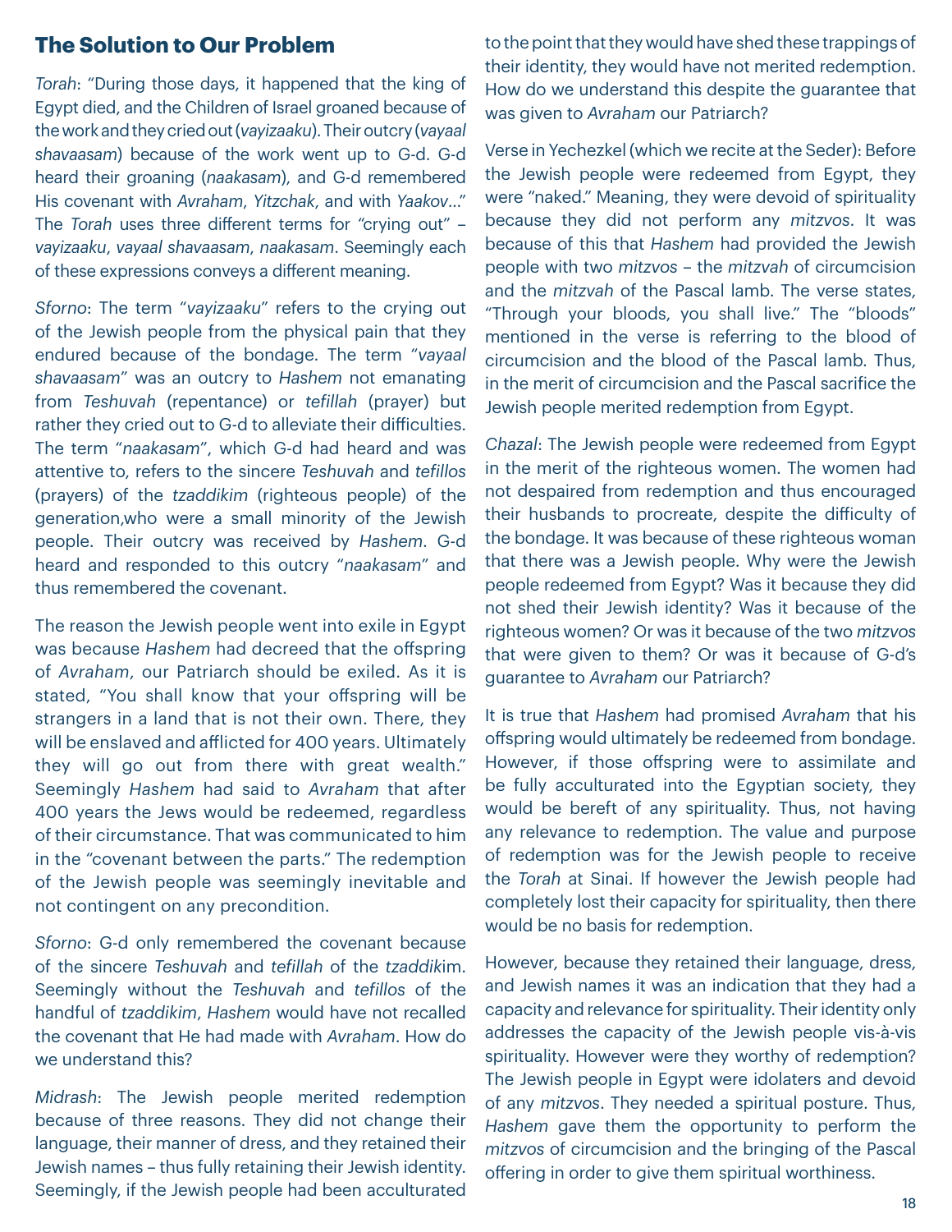## The Solution to Our Problem

*Torah*: "During those days, it happened that the king of Egypt died, and the Children of Israel groaned because of the work and they cried out (*vayizaaku*). Their outcry (*vayaal shavaasam*) because of the work went up to G-d. G-d heard their groaning (*naakasam*), and G-d remembered His covenant with *Avraham*, *Yitzchak*, and with *Yaakov*…" The *Torah* uses three different terms for "crying out" – *vayizaaku*, *vayaal shavaasam*, *naakasam*. Seemingly each of these expressions conveys a different meaning.

*Sforno*: The term "*vayizaaku*" refers to the crying out of the Jewish people from the physical pain that they endured because of the bondage. The term "*vayaal shavaasam*" was an outcry to *Hashem* not emanating from *Teshuvah* (repentance) or *tefillah* (prayer) but rather they cried out to G-d to alleviate their difficulties. The term "*naakasam*", which G-d had heard and was attentive to, refers to the sincere *Teshuvah* and *tefillos* (prayers) of the *tzaddikim* (righteous people) of the generation,who were a small minority of the Jewish people. Their outcry was received by *Hashem*. G-d heard and responded to this outcry "*naakasam*" and thus remembered the covenant.

The reason the Jewish people went into exile in Egypt was because *Hashem* had decreed that the offspring of *Avraham*, our Patriarch should be exiled. As it is stated, "You shall know that your offspring will be strangers in a land that is not their own. There, they will be enslaved and afflicted for 400 years. Ultimately they will go out from there with great wealth." Seemingly *Hashem* had said to *Avraham* that after 400 years the Jews would be redeemed, regardless of their circumstance. That was communicated to him in the "covenant between the parts." The redemption of the Jewish people was seemingly inevitable and not contingent on any precondition.

*Sforno*: G-d only remembered the covenant because of the sincere *Teshuvah* and *tefillah* of the *tzaddikim*. Seemingly without the *Teshuvah* and *tefillos* of the handful of *tzaddikim*, *Hashem* would have not recalled the covenant that He had made with *Avraham*. How do we understand this?

*Midrash*: The Jewish people merited redemption because of three reasons. They did not change their language, their manner of dress, and they retained their Jewish names – thus fully retaining their Jewish identity. Seemingly, if the Jewish people had been acculturated to the point that they would have shed these trappings of their identity, they would have not merited redemption. How do we understand this despite the guarantee that was given to *Avraham* our Patriarch?

Verse in Yechezkel (which we recite at the Seder): Before the Jewish people were redeemed from Egypt, they were "naked." Meaning, they were devoid of spirituality because they did not perform any *mitzvos*. It was because of this that *Hashem* had provided the Jewish people with two *mitzvos* – the *mitzvah* of circumcision and the *mitzvah* of the Pascal lamb. The verse states, "Through your bloods, you shall live." The "bloods" mentioned in the verse is referring to the blood of circumcision and the blood of the Pascal lamb. Thus, in the merit of circumcision and the Pascal sacrifice the Jewish people merited redemption from Egypt.

*Chazal*: The Jewish people were redeemed from Egypt in the merit of the righteous women. The women had not despaired from redemption and thus encouraged their husbands to procreate, despite the difficulty of the bondage. It was because of these righteous woman that there was a Jewish people. Why were the Jewish people redeemed from Egypt? Was it because they did not shed their Jewish identity? Was it because of the righteous women? Or was it because of the two *mitzvos* that were given to them? Or was it because of G-d's guarantee to *Avraham* our Patriarch?

It is true that *Hashem* had promised *Avraham* that his offspring would ultimately be redeemed from bondage. However, if those offspring were to assimilate and be fully acculturated into the Egyptian society, they would be bereft of any spirituality. Thus, not having any relevance to redemption. The value and purpose of redemption was for the Jewish people to receive the *Torah* at Sinai. If however the Jewish people had completely lost their capacity for spirituality, then there would be no basis for redemption.

However, because they retained their language, dress, and Jewish names it was an indication that they had a capacity and relevance for spirituality. Their identity only addresses the capacity of the Jewish people vis-à-vis spirituality. However were they worthy of redemption? The Jewish people in Egypt were idolaters and devoid of any *mitzvos*. They needed a spiritual posture. Thus, *Hashem* gave them the opportunity to perform the *mitzvos* of circumcision and the bringing of the Pascal offering in order to give them spiritual worthiness.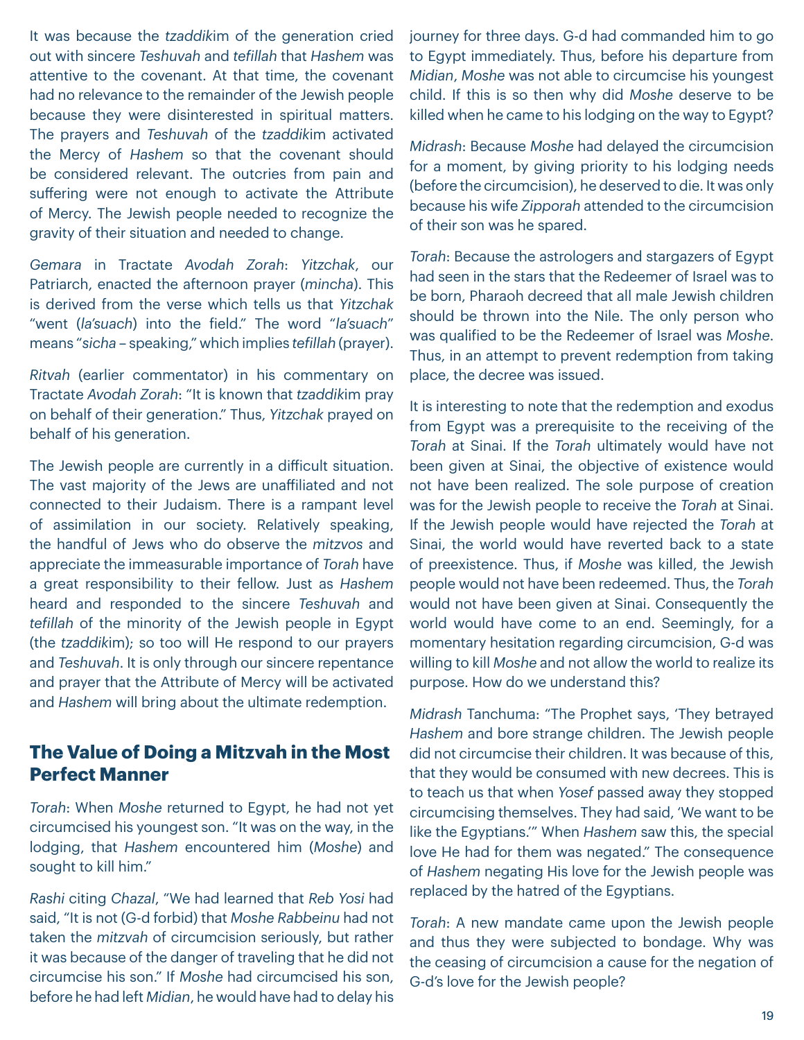It was because the *tzaddik*im of the generation cried out with sincere *Teshuvah* and *tefillah* that *Hashem* was attentive to the covenant. At that time, the covenant had no relevance to the remainder of the Jewish people because they were disinterested in spiritual matters. The prayers and *Teshuvah* of the *tzaddik*im activated the Mercy of *Hashem* so that the covenant should be considered relevant. The outcries from pain and suffering were not enough to activate the Attribute of Mercy. The Jewish people needed to recognize the gravity of their situation and needed to change.

*Gemara* in Tractate *Avodah Zorah*: *Yitzchak*, our Patriarch, enacted the afternoon prayer (*mincha*). This is derived from the verse which tells us that *Yitzchak* "went (*la'suach*) into the field." The word "*la'suach*" means "*sicha* – speaking," which implies *tefillah* (prayer).

*Ritvah* (earlier commentator) in his commentary on Tractate *Avodah Zorah*: "It is known that *tzaddik*im pray on behalf of their generation." Thus, *Yitzchak* prayed on behalf of his generation.

The Jewish people are currently in a difficult situation. The vast majority of the Jews are unaffiliated and not connected to their Judaism. There is a rampant level of assimilation in our society. Relatively speaking, the handful of Jews who do observe the *mitzvos* and appreciate the immeasurable importance of *Torah* have a great responsibility to their fellow. Just as *Hashem* heard and responded to the sincere *Teshuvah* and *tefillah* of the minority of the Jewish people in Egypt (the *tzaddik*im); so too will He respond to our prayers and *Teshuvah*. It is only through our sincere repentance and prayer that the Attribute of Mercy will be activated and *Hashem* will bring about the ultimate redemption.

## The Value of Doing a Mitzvah in the Most Perfect Manner

*Torah*: When *Moshe* returned to Egypt, he had not yet circumcised his youngest son. "It was on the way, in the lodging, that *Hashem* encountered him (*Moshe*) and sought to kill him."

*Rashi* citing *Chazal*, "We had learned that *Reb Yosi* had said, "It is not (G-d forbid) that *Moshe Rabbeinu* had not taken the *mitzvah* of circumcision seriously, but rather it was because of the danger of traveling that he did not circumcise his son." If *Moshe* had circumcised his son, before he had left *Midian*, he would have had to delay his journey for three days. G-d had commanded him to go to Egypt immediately. Thus, before his departure from *Midian*, *Moshe* was not able to circumcise his youngest child. If this is so then why did *Moshe* deserve to be killed when he came to his lodging on the way to Egypt?

*Midrash*: Because *Moshe* had delayed the circumcision for a moment, by giving priority to his lodging needs (before the circumcision), he deserved to die. It was only because his wife *Zipporah* attended to the circumcision of their son was he spared.

*Torah*: Because the astrologers and stargazers of Egypt had seen in the stars that the Redeemer of Israel was to be born, Pharaoh decreed that all male Jewish children should be thrown into the Nile. The only person who was qualified to be the Redeemer of Israel was *Moshe*. Thus, in an attempt to prevent redemption from taking place, the decree was issued.

It is interesting to note that the redemption and exodus from Egypt was a prerequisite to the receiving of the *Torah* at Sinai. If the *Torah* ultimately would have not been given at Sinai, the objective of existence would not have been realized. The sole purpose of creation was for the Jewish people to receive the *Torah* at Sinai. If the Jewish people would have rejected the *Torah* at Sinai, the world would have reverted back to a state of preexistence. Thus, if *Moshe* was killed, the Jewish people would not have been redeemed. Thus, the *Torah* would not have been given at Sinai. Consequently the world would have come to an end. Seemingly, for a momentary hesitation regarding circumcision, G-d was willing to kill *Moshe* and not allow the world to realize its purpose. How do we understand this?

*Midrash* Tanchuma: "The Prophet says, 'They betrayed *Hashem* and bore strange children. The Jewish people did not circumcise their children. It was because of this, that they would be consumed with new decrees. This is to teach us that when *Yosef* passed away they stopped circumcising themselves. They had said, 'We want to be like the Egyptians.'" When *Hashem* saw this, the special love He had for them was negated." The consequence of *Hashem* negating His love for the Jewish people was replaced by the hatred of the Egyptians.

*Torah*: A new mandate came upon the Jewish people and thus they were subjected to bondage. Why was the ceasing of circumcision a cause for the negation of G-d's love for the Jewish people?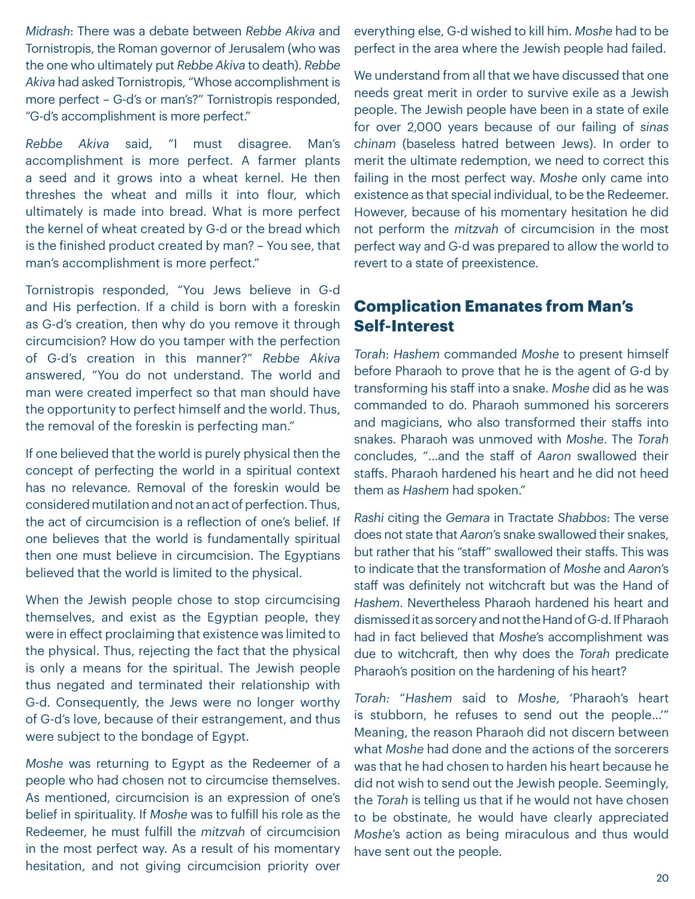*Midrash*: There was a debate between *Rebbe Akiva* and Tornistropis, the Roman governor of Jerusalem (who was the one who ultimately put *Rebbe Akiva* to death). *Rebbe Akiva* had asked Tornistropis, "Whose accomplishment is more perfect – G-d's or man's?" Tornistropis responded, "G-d's accomplishment is more perfect."

*Rebbe Akiva* said, "I must disagree. Man's accomplishment is more perfect. A farmer plants a seed and it grows into a wheat kernel. He then threshes the wheat and mills it into flour, which ultimately is made into bread. What is more perfect the kernel of wheat created by G-d or the bread which is the finished product created by man? – You see, that man's accomplishment is more perfect."

Tornistropis responded, "You Jews believe in G-d and His perfection. If a child is born with a foreskin as G-d's creation, then why do you remove it through circumcision? How do you tamper with the perfection of G-d's creation in this manner?" *Rebbe Akiva* answered, "You do not understand. The world and man were created imperfect so that man should have the opportunity to perfect himself and the world. Thus, the removal of the foreskin is perfecting man."

If one believed that the world is purely physical then the concept of perfecting the world in a spiritual context has no relevance. Removal of the foreskin would be considered mutilation and not an act of perfection. Thus, the act of circumcision is a reflection of one's belief. If one believes that the world is fundamentally spiritual then one must believe in circumcision. The Egyptians believed that the world is limited to the physical.

When the Jewish people chose to stop circumcising themselves, and exist as the Egyptian people, they were in effect proclaiming that existence was limited to the physical. Thus, rejecting the fact that the physical is only a means for the spiritual. The Jewish people thus negated and terminated their relationship with G-d. Consequently, the Jews were no longer worthy of G-d's love, because of their estrangement, and thus were subject to the bondage of Egypt.

*Moshe* was returning to Egypt as the Redeemer of a people who had chosen not to circumcise themselves. As mentioned, circumcision is an expression of one's belief in spirituality. If *Moshe* was to fulfill his role as the Redeemer, he must fulfill the *mitzvah* of circumcision in the most perfect way. As a result of his momentary hesitation, and not giving circumcision priority over everything else, G-d wished to kill him. *Moshe* had to be perfect in the area where the Jewish people had failed.

We understand from all that we have discussed that one needs great merit in order to survive exile as a Jewish people. The Jewish people have been in a state of exile for over 2,000 years because of our failing of *sinas chinam* (baseless hatred between Jews). In order to merit the ultimate redemption, we need to correct this failing in the most perfect way. *Moshe* only came into existence as that special individual, to be the Redeemer. However, because of his momentary hesitation he did not perform the *mitzvah* of circumcision in the most perfect way and G-d was prepared to allow the world to revert to a state of preexistence.

## Complication Emanates from Man's Self-Interest

*Torah*: *Hashem* commanded *Moshe* to present himself before Pharaoh to prove that he is the agent of G-d by transforming his staff into a snake. *Moshe* did as he was commanded to do. Pharaoh summoned his sorcerers and magicians, who also transformed their staffs into snakes. Pharaoh was unmoved with *Moshe*. The *Torah* concludes, "…and the staff of *Aaron* swallowed their staffs. Pharaoh hardened his heart and he did not heed them as *Hashem* had spoken."

*Rashi* citing the *Gemara* in Tractate *Shabbos*: The verse does not state that *Aaron*'s snake swallowed their snakes, but rather that his "staff" swallowed their staffs. This was to indicate that the transformation of *Moshe* and *Aaron*'s staff was definitely not witchcraft but was the Hand of *Hashem*. Nevertheless Pharaoh hardened his heart and dismissed it as sorcery and not the Hand of G-d. If Pharaoh had in fact believed that *Moshe*'s accomplishment was due to witchcraft, then why does the *Torah* predicate Pharaoh's position on the hardening of his heart?

*Torah:* "*Hashem* said to *Moshe*, 'Pharaoh's heart is stubborn, he refuses to send out the people…'" Meaning, the reason Pharaoh did not discern between what *Moshe* had done and the actions of the sorcerers was that he had chosen to harden his heart because he did not wish to send out the Jewish people. Seemingly, the *Torah* is telling us that if he would not have chosen to be obstinate, he would have clearly appreciated *Moshe*'s action as being miraculous and thus would have sent out the people.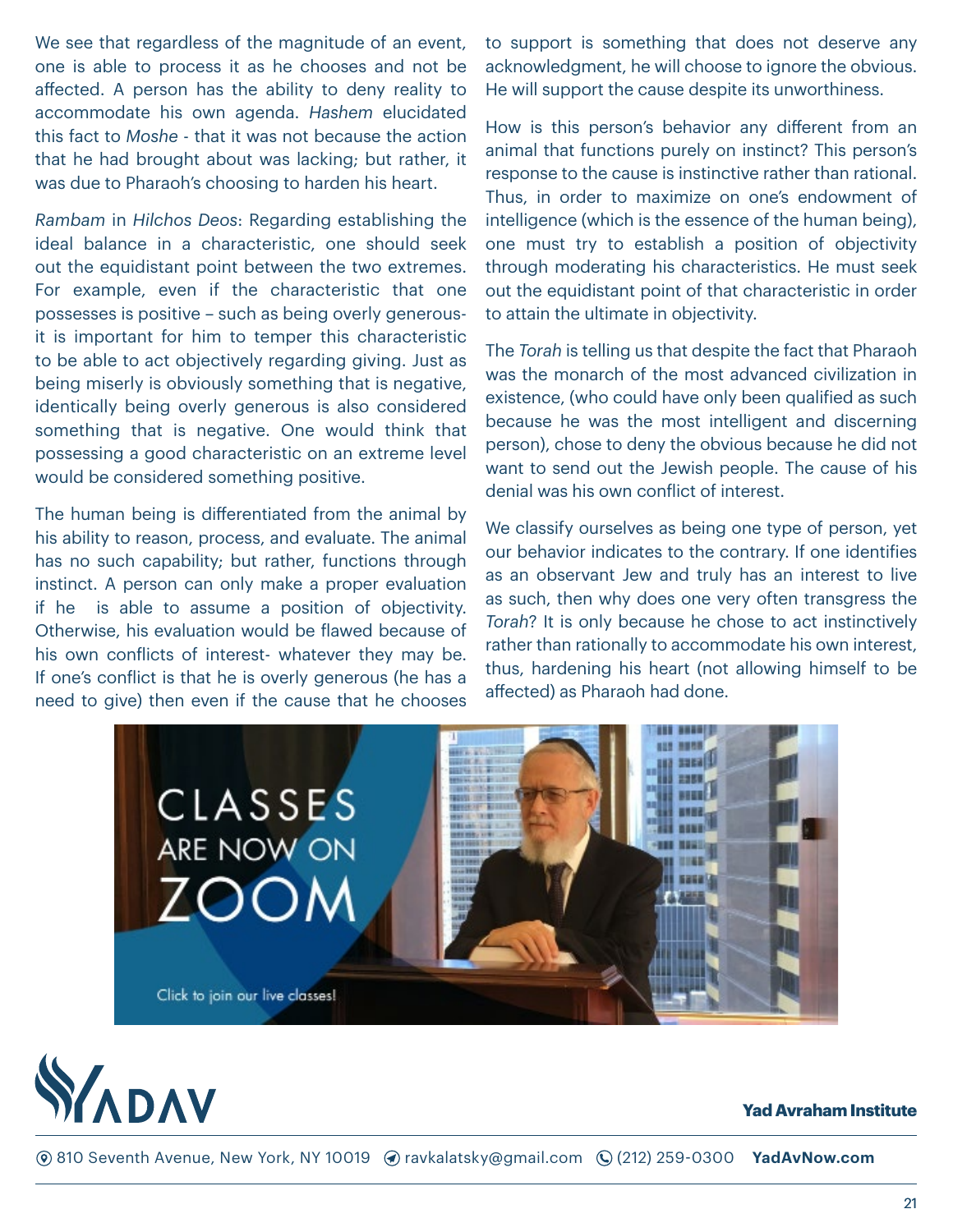We see that regardless of the magnitude of an event, one is able to process it as he chooses and not be affected. A person has the ability to deny reality to accommodate his own agenda. *Hashem* elucidated this fact to *Moshe* - that it was not because the action that he had brought about was lacking; but rather, it was due to Pharaoh's choosing to harden his heart.

*Rambam* in *Hilchos Deos*: Regarding establishing the ideal balance in a characteristic, one should seek out the equidistant point between the two extremes. For example, even if the characteristic that one possesses is positive – such as being overly generous- it is important for him to temper this characteristic to be able to act objectively regarding giving. Just as being miserly is obviously something that is negative, identically being overly generous is also considered something that is negative. One would think that possessing a good characteristic on an extreme level would be considered something positive.

The human being is differentiated from the animal by his ability to reason, process, and evaluate. The animal has no such capability; but rather, functions through instinct. A person can only make a proper evaluation if he is able to assume a position of objectivity. Otherwise, his evaluation would be flawed because of his own conflicts of interest- whatever they may be. If one's conflict is that he is overly generous (he has a need to give) then even if the cause that he chooses to support is something that does not deserve any acknowledgment, he will choose to ignore the obvious. He will support the cause despite its unworthiness.

How is this person's behavior any different from an animal that functions purely on instinct? This person's response to the cause is instinctive rather than rational. Thus, in order to maximize on one's endowment of intelligence (which is the essence of the human being), one must try to establish a position of objectivity through moderating his characteristics. He must seek out the equidistant point of that characteristic in order to attain the ultimate in objectivity.

The *Torah* is telling us that despite the fact that Pharaoh was the monarch of the most advanced civilization in existence, (who could have only been qualified as such because he was the most intelligent and discerning person), chose to deny the obvious because he did not want to send out the Jewish people. The cause of his denial was his own conflict of interest.

We classify ourselves as being one type of person, yet our behavior indicates to the contrary. If one identifies as an observant Jew and truly has an interest to live as such, then why does one very often transgress the *Torah*? It is only because he chose to act instinctively rather than rationally to accommodate his own interest, thus, hardening his heart (not allowing himself to be affected) as Pharaoh had done.

CLASSES ARE NOW ON ZOOM

Click to join our live classes!

YADAV

**Yad Avraham Institute**

810 Seventh Avenue, New York, NY 10019 ravkalatsky@gmail.com (212) 259-0300 **YadAvNow.com**